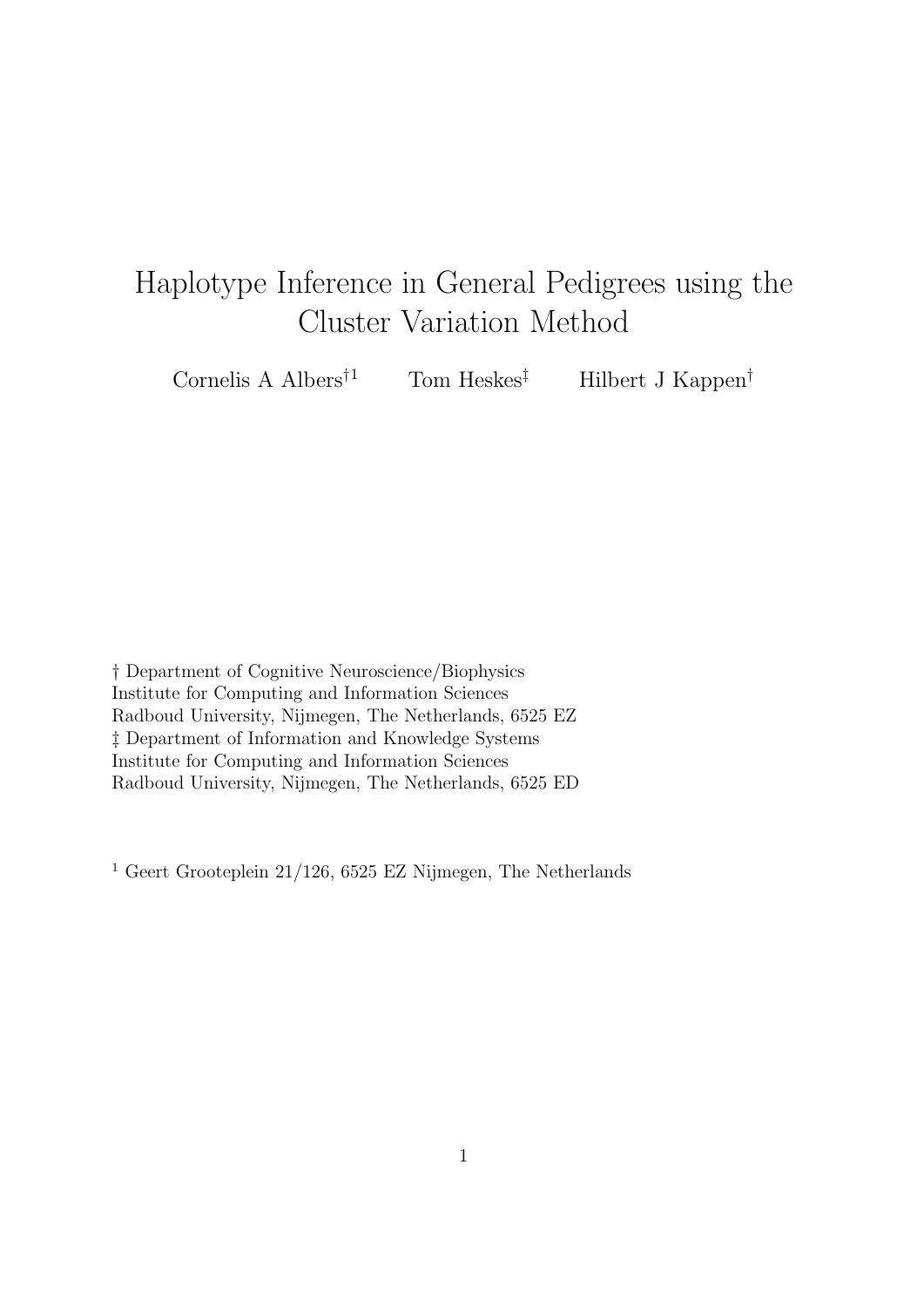# Haplotype Inference in General Pedigrees using the Cluster Variation Method

Cornelis A Albers[†1] Tom Heskes[‡] Hilbert J Kappen[†]

† Department of Cognitive Neuroscience/Biophysics
Institute for Computing and Information Sciences
Radboud University, Nijmegen, The Netherlands, 6525 EZ
‡ Department of Information and Knowledge Systems
Institute for Computing and Information Sciences
Radboud University, Nijmegen, The Netherlands, 6525 ED

[1] Geert Grooteplein 21/126, 6525 EZ Nijmegen, The Netherlands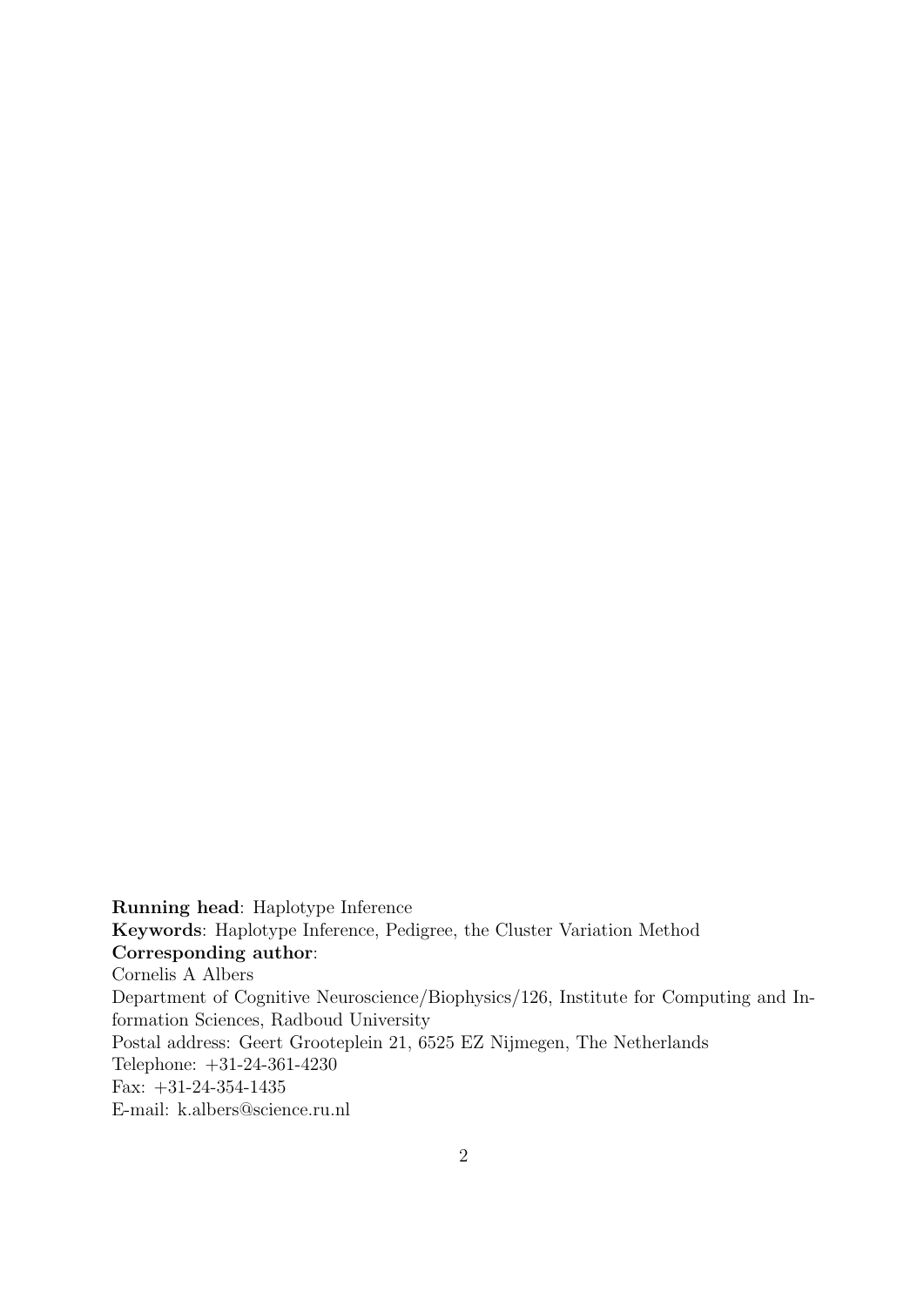**Running head**: Haplotype Inference
**Keywords**: Haplotype Inference, Pedigree, the Cluster Variation Method
**Corresponding author**:
Cornelis A Albers
Department of Cognitive Neuroscience/Biophysics/126, Institute for Computing and Information Sciences, Radboud University
Postal address: Geert Grooteplein 21, 6525 EZ Nijmegen, The Netherlands
Telephone: +31-24-361-4230
Fax: +31-24-354-1435
E-mail: k.albers@science.ru.nl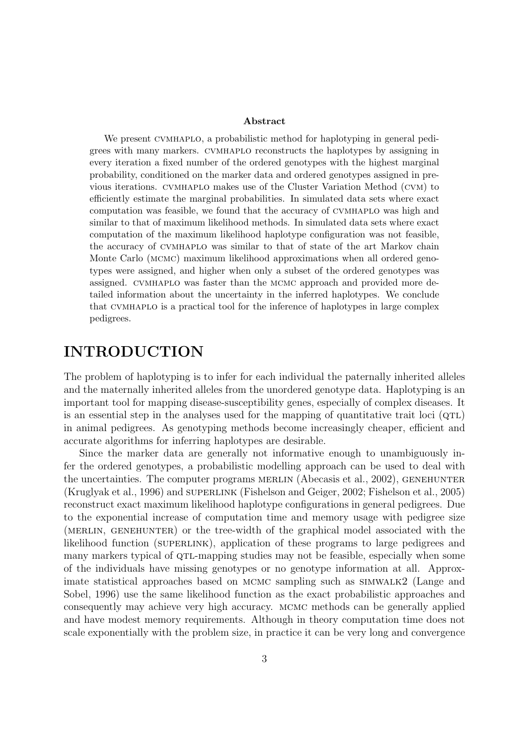**Abstract**

We present CVMHAPLO, a probabilistic method for haplotyping in general pedigrees with many markers. CVMHAPLO reconstructs the haplotypes by assigning in every iteration a fixed number of the ordered genotypes with the highest marginal probability, conditioned on the marker data and ordered genotypes assigned in previous iterations. CVMHAPLO makes use of the Cluster Variation Method (CVM) to efficiently estimate the marginal probabilities. In simulated data sets where exact computation was feasible, we found that the accuracy of CVMHAPLO was high and similar to that of maximum likelihood methods. In simulated data sets where exact computation of the maximum likelihood haplotype configuration was not feasible, the accuracy of CVMHAPLO was similar to that of state of the art Markov chain Monte Carlo (MCMC) maximum likelihood approximations when all ordered genotypes were assigned, and higher when only a subset of the ordered genotypes was assigned. CVMHAPLO was faster than the MCMC approach and provided more detailed information about the uncertainty in the inferred haplotypes. We conclude that CVMHAPLO is a practical tool for the inference of haplotypes in large complex pedigrees.

# INTRODUCTION

The problem of haplotyping is to infer for each individual the paternally inherited alleles and the maternally inherited alleles from the unordered genotype data. Haplotyping is an important tool for mapping disease-susceptibility genes, especially of complex diseases. It is an essential step in the analyses used for the mapping of quantitative trait loci (QTL) in animal pedigrees. As genotyping methods become increasingly cheaper, efficient and accurate algorithms for inferring haplotypes are desirable.

Since the marker data are generally not informative enough to unambiguously infer the ordered genotypes, a probabilistic modelling approach can be used to deal with the uncertainties. The computer programs MERLIN (Abecasis et al., 2002), GENEHUNTER (Kruglyak et al., 1996) and SUPERLINK (Fishelson and Geiger, 2002; Fishelson et al., 2005) reconstruct exact maximum likelihood haplotype configurations in general pedigrees. Due to the exponential increase of computation time and memory usage with pedigree size (MERLIN, GENEHUNTER) or the tree-width of the graphical model associated with the likelihood function (SUPERLINK), application of these programs to large pedigrees and many markers typical of QTL-mapping studies may not be feasible, especially when some of the individuals have missing genotypes or no genotype information at all. Approximate statistical approaches based on MCMC sampling such as SIMWALK2 (Lange and Sobel, 1996) use the same likelihood function as the exact probabilistic approaches and consequently may achieve very high accuracy. MCMC methods can be generally applied and have modest memory requirements. Although in theory computation time does not scale exponentially with the problem size, in practice it can be very long and convergence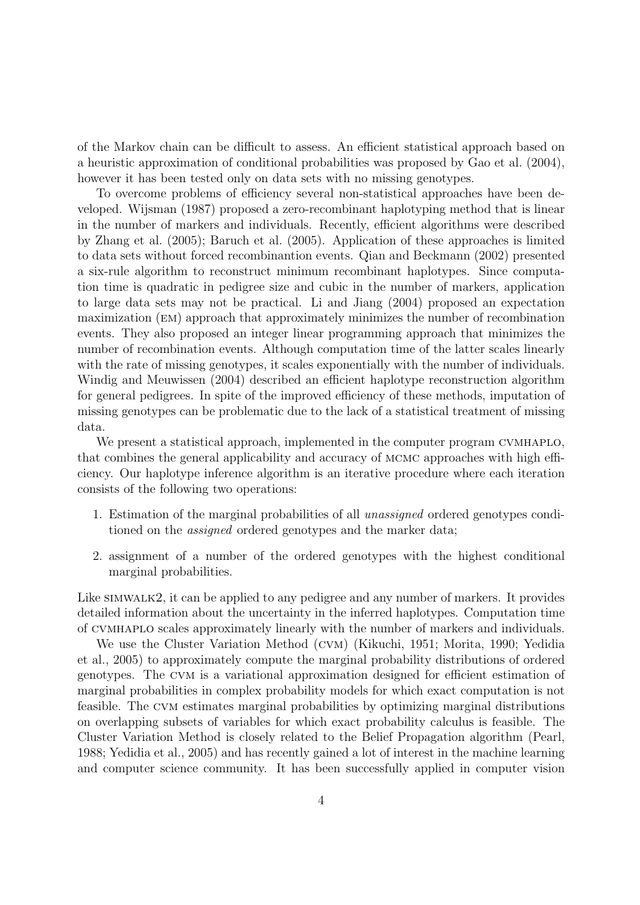of the Markov chain can be difficult to assess. An efficient statistical approach based on a heuristic approximation of conditional probabilities was proposed by Gao et al. (2004), however it has been tested only on data sets with no missing genotypes.

To overcome problems of efficiency several non-statistical approaches have been developed. Wijsman (1987) proposed a zero-recombinant haplotyping method that is linear in the number of markers and individuals. Recently, efficient algorithms were described by Zhang et al. (2005); Baruch et al. (2005). Application of these approaches is limited to data sets without forced recombinantion events. Qian and Beckmann (2002) presented a six-rule algorithm to reconstruct minimum recombinant haplotypes. Since computation time is quadratic in pedigree size and cubic in the number of markers, application to large data sets may not be practical. Li and Jiang (2004) proposed an expectation maximization (EM) approach that approximately minimizes the number of recombination events. They also proposed an integer linear programming approach that minimizes the number of recombination events. Although computation time of the latter scales linearly with the rate of missing genotypes, it scales exponentially with the number of individuals. Windig and Meuwissen (2004) described an efficient haplotype reconstruction algorithm for general pedigrees. In spite of the improved efficiency of these methods, imputation of missing genotypes can be problematic due to the lack of a statistical treatment of missing data.

We present a statistical approach, implemented in the computer program CVMHAPLO, that combines the general applicability and accuracy of MCMC approaches with high efficiency. Our haplotype inference algorithm is an iterative procedure where each iteration consists of the following two operations:

1. Estimation of the marginal probabilities of all *unassigned* ordered genotypes conditioned on the *assigned* ordered genotypes and the marker data;
2. assignment of a number of the ordered genotypes with the highest conditional marginal probabilities.

Like SIMWALK2, it can be applied to any pedigree and any number of markers. It provides detailed information about the uncertainty in the inferred haplotypes. Computation time of CVMHAPLO scales approximately linearly with the number of markers and individuals.

We use the Cluster Variation Method (CVM) (Kikuchi, 1951; Morita, 1990; Yedidia et al., 2005) to approximately compute the marginal probability distributions of ordered genotypes. The CVM is a variational approximation designed for efficient estimation of marginal probabilities in complex probability models for which exact computation is not feasible. The CVM estimates marginal probabilities by optimizing marginal distributions on overlapping subsets of variables for which exact probability calculus is feasible. The Cluster Variation Method is closely related to the Belief Propagation algorithm (Pearl, 1988; Yedidia et al., 2005) and has recently gained a lot of interest in the machine learning and computer science community. It has been successfully applied in computer vision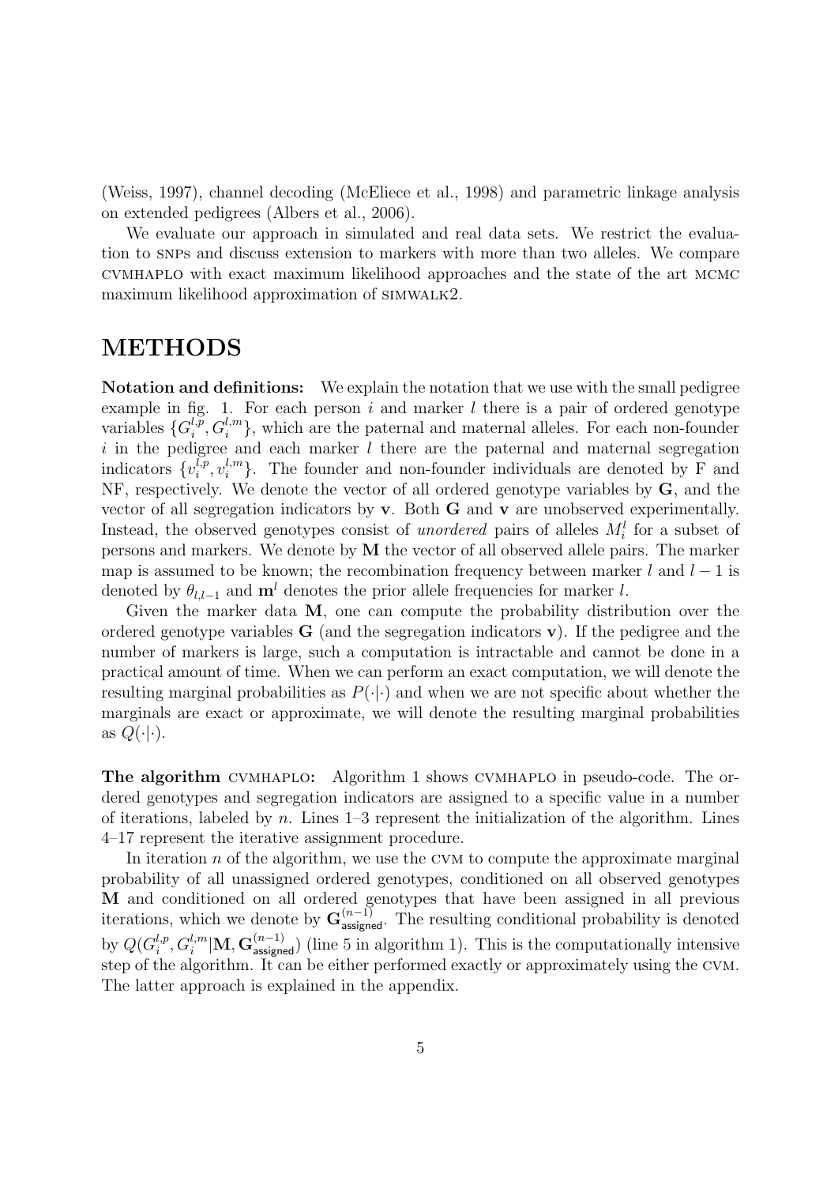(Weiss, 1997), channel decoding (McEliece et al., 1998) and parametric linkage analysis on extended pedigrees (Albers et al., 2006).

We evaluate our approach in simulated and real data sets. We restrict the evaluation to SNPs and discuss extension to markers with more than two alleles. We compare CVMHAPLO with exact maximum likelihood approaches and the state of the art MCMC maximum likelihood approximation of SIMWALK2.

# METHODS

**Notation and definitions:** We explain the notation that we use with the small pedigree example in fig. 1. For each person $i$ and marker $l$ there is a pair of ordered genotype variables $\{G_i^{l,p}, G_i^{l,m}\}$, which are the paternal and maternal alleles. For each non-founder $i$ in the pedigree and each marker $l$ there are the paternal and maternal segregation indicators $\{v_i^{l,p}, v_i^{l,m}\}$. The founder and non-founder individuals are denoted by F and NF, respectively. We denote the vector of all ordered genotype variables by $\mathbf{G}$, and the vector of all segregation indicators by $\mathbf{v}$. Both $\mathbf{G}$ and $\mathbf{v}$ are unobserved experimentally. Instead, the observed genotypes consist of *unordered* pairs of alleles $M_i^l$ for a subset of persons and markers. We denote by $\mathbf{M}$ the vector of all observed allele pairs. The marker map is assumed to be known; the recombination frequency between marker $l$ and $l-1$ is denoted by $\theta_{l,l-1}$ and $\mathbf{m}^l$ denotes the prior allele frequencies for marker $l$.

Given the marker data $\mathbf{M}$, one can compute the probability distribution over the ordered genotype variables $\mathbf{G}$ (and the segregation indicators $\mathbf{v}$). If the pedigree and the number of markers is large, such a computation is intractable and cannot be done in a practical amount of time. When we can perform an exact computation, we will denote the resulting marginal probabilities as $P(\cdot|\cdot)$ and when we are not specific about whether the marginals are exact or approximate, we will denote the resulting marginal probabilities as $Q(\cdot|\cdot)$.

**The algorithm CVMHAPLO:** Algorithm 1 shows CVMHAPLO in pseudo-code. The ordered genotypes and segregation indicators are assigned to a specific value in a number of iterations, labeled by $n$. Lines 1–3 represent the initialization of the algorithm. Lines 4–17 represent the iterative assignment procedure.

In iteration $n$ of the algorithm, we use the CVM to compute the approximate marginal probability of all unassigned ordered genotypes, conditioned on all observed genotypes $\mathbf{M}$ and conditioned on all ordered genotypes that have been assigned in all previous iterations, which we denote by $\mathbf{G}_{\mathsf{assigned}}^{(n-1)}$. The resulting conditional probability is denoted by $Q(G_i^{l,p}, G_i^{l,m}|\mathbf{M}, \mathbf{G}_{\mathsf{assigned}}^{(n-1)})$ (line 5 in algorithm 1). This is the computationally intensive step of the algorithm. It can be either performed exactly or approximately using the CVM. The latter approach is explained in the appendix.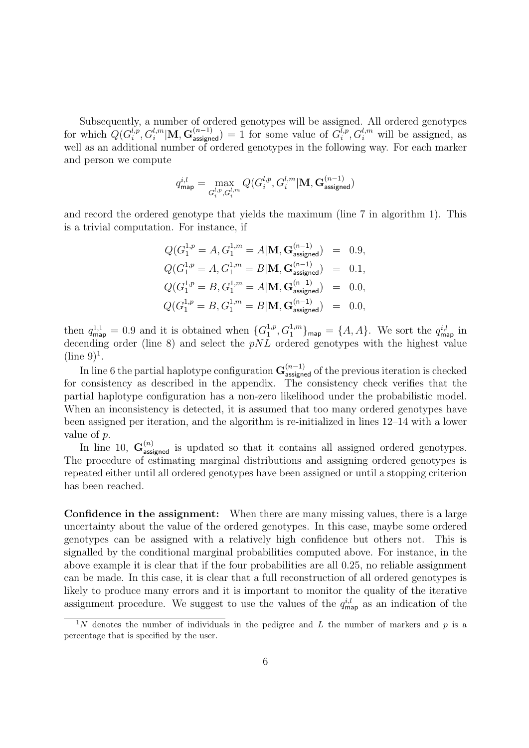Subsequently, a number of ordered genotypes will be assigned. All ordered genotypes for which $Q(G_i^{l,p}, G_i^{l,m}|\mathbf{M}, \mathbf{G}_{\mathsf{assigned}}^{(n-1)}) = 1$ for some value of $G_i^{l,p}, G_i^{l,m}$ will be assigned, as well as an additional number of ordered genotypes in the following way. For each marker and person we compute

$$q_{\mathsf{map}}^{i,l} = \max_{G_i^{l,p}, G_i^{l,m}} Q(G_i^{l,p}, G_i^{l,m}|\mathbf{M}, \mathbf{G}_{\mathsf{assigned}}^{(n-1)})$$

and record the ordered genotype that yields the maximum (line 7 in algorithm 1). This is a trivial computation. For instance, if

$$\begin{aligned}
Q(G_1^{1,p} = A, G_1^{1,m} = A|\mathbf{M}, \mathbf{G}_{\mathsf{assigned}}^{(\mathsf{n-1})}) &= 0.9, \\
Q(G_1^{1,p} = A, G_1^{1,m} = B|\mathbf{M}, \mathbf{G}_{\mathsf{assigned}}^{(\mathsf{n-1})}) &= 0.1, \\
Q(G_1^{1,p} = B, G_1^{1,m} = A|\mathbf{M}, \mathbf{G}_{\mathsf{assigned}}^{(\mathsf{n-1})}) &= 0.0, \\
Q(G_1^{1,p} = B, G_1^{1,m} = B|\mathbf{M}, \mathbf{G}_{\mathsf{assigned}}^{(\mathsf{n-1})}) &= 0.0,
\end{aligned}$$

then $q_{\mathsf{map}}^{1,1} = 0.9$ and it is obtained when $\{G_1^{1,p}, G_1^{1,m}\}_{\mathsf{map}} = \{A, A\}$. We sort the $q_{\mathsf{map}}^{i,l}$ in decending order (line 8) and select the $pNL$ ordered genotypes with the highest value (line 9)[1].

In line 6 the partial haplotype configuration $\mathbf{G}_{\mathsf{assigned}}^{(n-1)}$ of the previous iteration is checked for consistency as described in the appendix. The consistency check verifies that the partial haplotype configuration has a non-zero likelihood under the probabilistic model. When an inconsistency is detected, it is assumed that too many ordered genotypes have been assigned per iteration, and the algorithm is re-initialized in lines 12–14 with a lower value of $p$.

In line 10, $\mathbf{G}_{\mathsf{assigned}}^{(n)}$ is updated so that it contains all assigned ordered genotypes. The procedure of estimating marginal distributions and assigning ordered genotypes is repeated either until all ordered genotypes have been assigned or until a stopping criterion has been reached.

**Confidence in the assignment:** When there are many missing values, there is a large uncertainty about the value of the ordered genotypes. In this case, maybe some ordered genotypes can be assigned with a relatively high confidence but others not. This is signalled by the conditional marginal probabilities computed above. For instance, in the above example it is clear that if the four probabilities are all 0.25, no reliable assignment can be made. In this case, it is clear that a full reconstruction of all ordered genotypes is likely to produce many errors and it is important to monitor the quality of the iterative assignment procedure. We suggest to use the values of the $q_{\mathsf{map}}^{i,l}$ as an indication of the

[1] $N$ denotes the number of individuals in the pedigree and $L$ the number of markers and $p$ is a percentage that is specified by the user.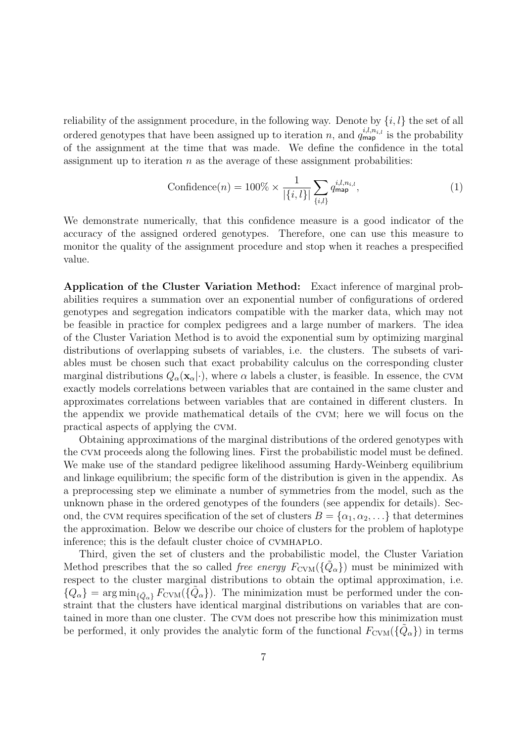reliability of the assignment procedure, in the following way. Denote by $\{i, l\}$ the set of all ordered genotypes that have been assigned up to iteration $n$, and $q_{\mathsf{map}}^{i,l,n_{i,l}}$ is the probability of the assignment at the time that was made. We define the confidence in the total assignment up to iteration $n$ as the average of these assignment probabilities:

$$\text{Confidence}(n) = 100\% \times \frac{1}{|\{i,l\}|} \sum_{\{i,l\}} q_{\mathsf{map}}^{i,l,n_{i,l}}, \tag{1}$$

We demonstrate numerically, that this confidence measure is a good indicator of the accuracy of the assigned ordered genotypes. Therefore, one can use this measure to monitor the quality of the assignment procedure and stop when it reaches a prespecified value.

**Application of the Cluster Variation Method:** Exact inference of marginal probabilities requires a summation over an exponential number of configurations of ordered genotypes and segregation indicators compatible with the marker data, which may not be feasible in practice for complex pedigrees and a large number of markers. The idea of the Cluster Variation Method is to avoid the exponential sum by optimizing marginal distributions of overlapping subsets of variables, i.e. the clusters. The subsets of variables must be chosen such that exact probability calculus on the corresponding cluster marginal distributions $Q_\alpha(\mathbf{x}_\alpha|\cdot)$, where $\alpha$ labels a cluster, is feasible. In essence, the CVM exactly models correlations between variables that are contained in the same cluster and approximates correlations between variables that are contained in different clusters. In the appendix we provide mathematical details of the CVM; here we will focus on the practical aspects of applying the CVM.

Obtaining approximations of the marginal distributions of the ordered genotypes with the CVM proceeds along the following lines. First the probabilistic model must be defined. We make use of the standard pedigree likelihood assuming Hardy-Weinberg equilibrium and linkage equilibrium; the specific form of the distribution is given in the appendix. As a preprocessing step we eliminate a number of symmetries from the model, such as the unknown phase in the ordered genotypes of the founders (see appendix for details). Second, the CVM requires specification of the set of clusters $B = \{\alpha_1, \alpha_2, \ldots\}$ that determines the approximation. Below we describe our choice of clusters for the problem of haplotype inference; this is the default cluster choice of CVMHAPLO.

Third, given the set of clusters and the probabilistic model, the Cluster Variation Method prescribes that the so called *free energy* $F_{\text{CVM}}(\{\tilde{Q}_\alpha\})$ must be minimized with respect to the cluster marginal distributions to obtain the optimal approximation, i.e. $\{Q_\alpha\} = \arg\min_{\{\tilde{Q}_\alpha\}} F_{\text{CVM}}(\{\tilde{Q}_\alpha\})$. The minimization must be performed under the constraint that the clusters have identical marginal distributions on variables that are contained in more than one cluster. The CVM does not prescribe how this minimization must be performed, it only provides the analytic form of the functional $F_{\text{CVM}}(\{\tilde{Q}_\alpha\})$ in terms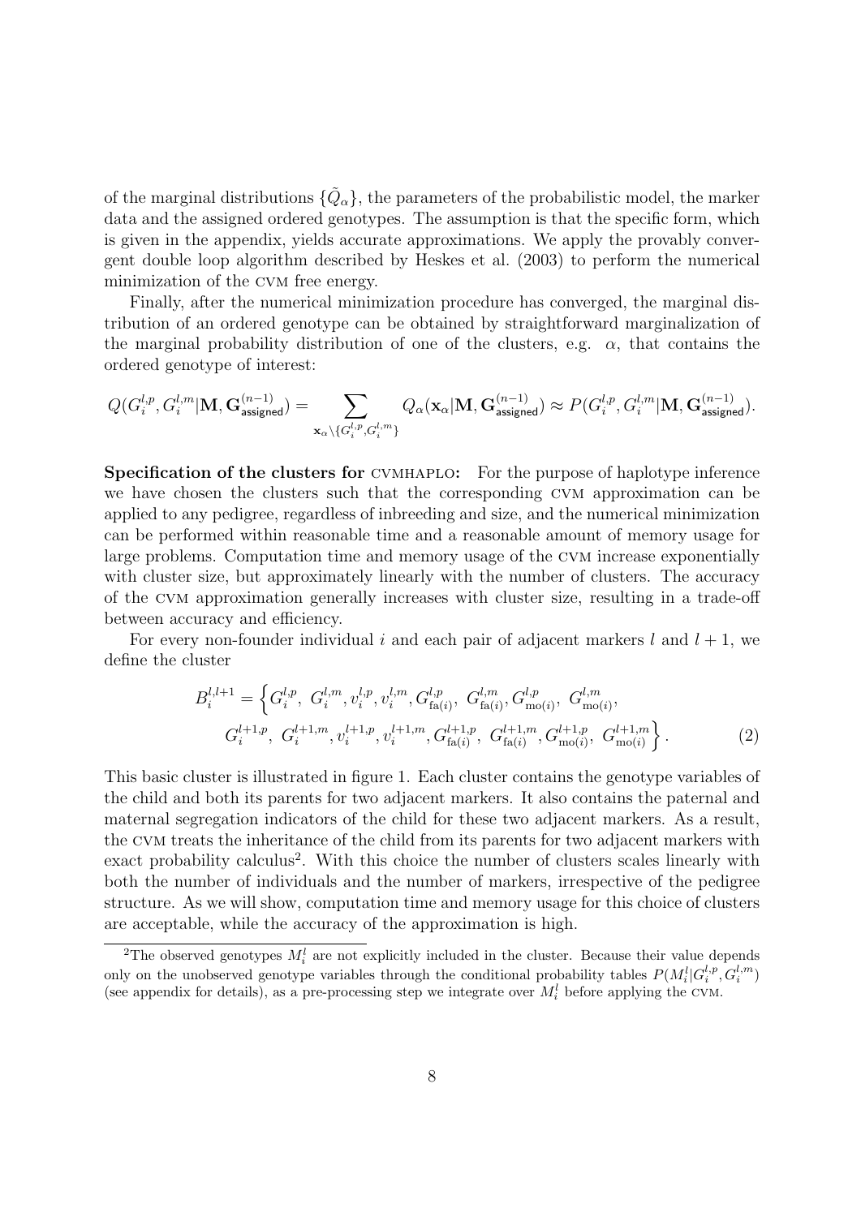of the marginal distributions $\{\tilde{Q}_\alpha\}$, the parameters of the probabilistic model, the marker data and the assigned ordered genotypes. The assumption is that the specific form, which is given in the appendix, yields accurate approximations. We apply the provably convergent double loop algorithm described by Heskes et al. (2003) to perform the numerical minimization of the CVM free energy.

Finally, after the numerical minimization procedure has converged, the marginal distribution of an ordered genotype can be obtained by straightforward marginalization of the marginal probability distribution of one of the clusters, e.g. $\alpha$, that contains the ordered genotype of interest:

$$Q(G_i^{l,p}, G_i^{l,m} | \mathbf{M}, \mathbf{G}_{\mathsf{assigned}}^{(n-1)}) = \sum_{\mathbf{x}_\alpha \setminus \{G_i^{l,p}, G_i^{l,m}\}} Q_\alpha(\mathbf{x}_\alpha | \mathbf{M}, \mathbf{G}_{\mathsf{assigned}}^{(n-1)}) \approx P(G_i^{l,p}, G_i^{l,m} | \mathbf{M}, \mathbf{G}_{\mathsf{assigned}}^{(n-1)}).$$

**Specification of the clusters for CVMHAPLO:** For the purpose of haplotype inference we have chosen the clusters such that the corresponding CVM approximation can be applied to any pedigree, regardless of inbreeding and size, and the numerical minimization can be performed within reasonable time and a reasonable amount of memory usage for large problems. Computation time and memory usage of the CVM increase exponentially with cluster size, but approximately linearly with the number of clusters. The accuracy of the CVM approximation generally increases with cluster size, resulting in a trade-off between accuracy and efficiency.

For every non-founder individual $i$ and each pair of adjacent markers $l$ and $l+1$, we define the cluster

$$\begin{aligned} B_i^{l,l+1} = \Big\{ & G_i^{l,p},\ G_i^{l,m}, v_i^{l,p}, v_i^{l,m}, G_{\mathrm{fa}(i)}^{l,p},\ G_{\mathrm{fa}(i)}^{l,m}, G_{\mathrm{mo}(i)}^{l,p},\ G_{\mathrm{mo}(i)}^{l,m}, \\ & G_i^{l+1,p},\ G_i^{l+1,m}, v_i^{l+1,p}, v_i^{l+1,m}, G_{\mathrm{fa}(i)}^{l+1,p},\ G_{\mathrm{fa}(i)}^{l+1,m}, G_{\mathrm{mo}(i)}^{l+1,p},\ G_{\mathrm{mo}(i)}^{l+1,m} \Big\}. \end{aligned} \tag{2}$$

This basic cluster is illustrated in figure 1. Each cluster contains the genotype variables of the child and both its parents for two adjacent markers. It also contains the paternal and maternal segregation indicators of the child for these two adjacent markers. As a result, the CVM treats the inheritance of the child from its parents for two adjacent markers with exact probability calculus[2]. With this choice the number of clusters scales linearly with both the number of individuals and the number of markers, irrespective of the pedigree structure. As we will show, computation time and memory usage for this choice of clusters are acceptable, while the accuracy of the approximation is high.

[2]The observed genotypes $M_i^l$ are not explicitly included in the cluster. Because their value depends only on the unobserved genotype variables through the conditional probability tables $P(M_i^l | G_i^{l,p}, G_i^{l,m})$ (see appendix for details), as a pre-processing step we integrate over $M_i^l$ before applying the CVM.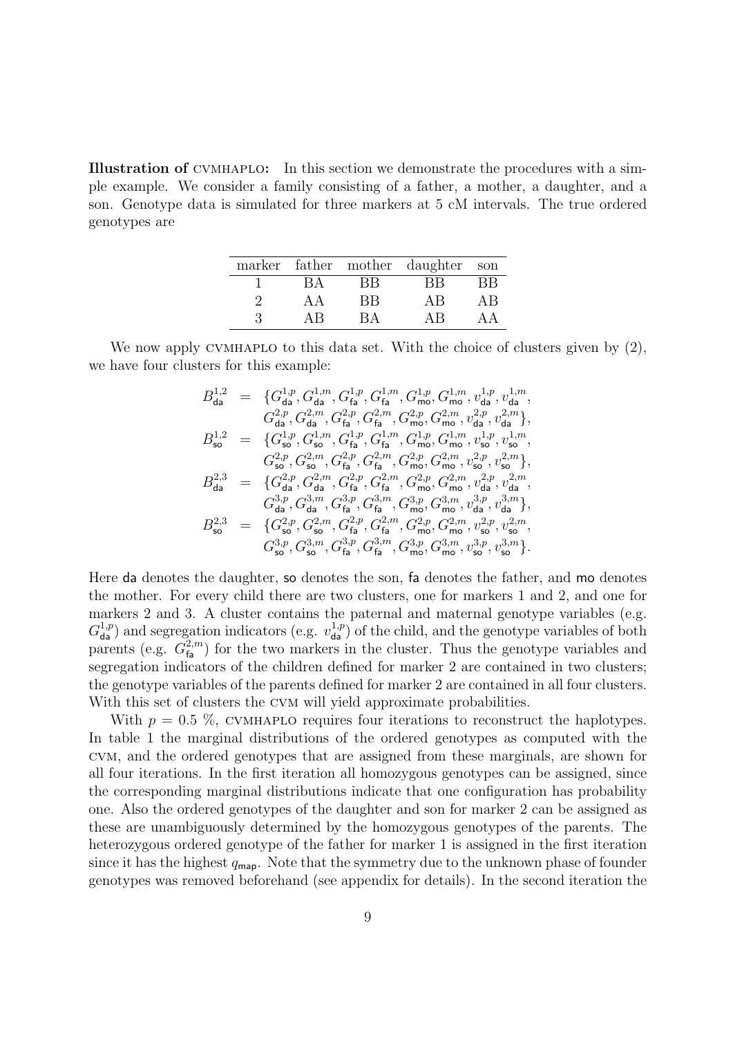**Illustration of CVMHAPLO:** In this section we demonstrate the procedures with a simple example. We consider a family consisting of a father, a mother, a daughter, and a son. Genotype data is simulated for three markers at 5 cM intervals. The true ordered genotypes are

| marker | father | mother | daughter | son |
|---|---|---|---|---|
| 1 | BA | BB | BB | BB |
| 2 | AA | BB | AB | AB |
| 3 | AB | BA | AB | AA |

We now apply CVMHAPLO to this data set. With the choice of clusters given by (2), we have four clusters for this example:

$$
\begin{aligned}
B^{1,2}_{\mathsf{da}} &= \{G^{1,p}_{\mathsf{da}}, G^{1,m}_{\mathsf{da}}, G^{1,p}_{\mathsf{fa}}, G^{1,m}_{\mathsf{fa}}, G^{1,p}_{\mathsf{mo}}, G^{1,m}_{\mathsf{mo}}, v^{1,p}_{\mathsf{da}}, v^{1,m}_{\mathsf{da}}, \\
&\quad\ G^{2,p}_{\mathsf{da}}, G^{2,m}_{\mathsf{da}}, G^{2,p}_{\mathsf{fa}}, G^{2,m}_{\mathsf{fa}}, G^{2,p}_{\mathsf{mo}}, G^{2,m}_{\mathsf{mo}}, v^{2,p}_{\mathsf{da}}, v^{2,m}_{\mathsf{da}}\}, \\
B^{1,2}_{\mathsf{so}} &= \{G^{1,p}_{\mathsf{so}}, G^{1,m}_{\mathsf{so}}, G^{1,p}_{\mathsf{fa}}, G^{1,m}_{\mathsf{fa}}, G^{1,p}_{\mathsf{mo}}, G^{1,m}_{\mathsf{mo}}, v^{1,p}_{\mathsf{so}}, v^{1,m}_{\mathsf{so}}, \\
&\quad\ G^{2,p}_{\mathsf{so}}, G^{2,m}_{\mathsf{so}}, G^{2,p}_{\mathsf{fa}}, G^{2,m}_{\mathsf{fa}}, G^{2,p}_{\mathsf{mo}}, G^{2,m}_{\mathsf{mo}}, v^{2,p}_{\mathsf{so}}, v^{2,m}_{\mathsf{so}}\}, \\
B^{2,3}_{\mathsf{da}} &= \{G^{2,p}_{\mathsf{da}}, G^{2,m}_{\mathsf{da}}, G^{2,p}_{\mathsf{fa}}, G^{2,m}_{\mathsf{fa}}, G^{2,p}_{\mathsf{mo}}, G^{2,m}_{\mathsf{mo}}, v^{2,p}_{\mathsf{da}}, v^{2,m}_{\mathsf{da}}, \\
&\quad\ G^{3,p}_{\mathsf{da}}, G^{3,m}_{\mathsf{da}}, G^{3,p}_{\mathsf{fa}}, G^{3,m}_{\mathsf{fa}}, G^{3,p}_{\mathsf{mo}}, G^{3,m}_{\mathsf{mo}}, v^{3,p}_{\mathsf{da}}, v^{3,m}_{\mathsf{da}}\}, \\
B^{2,3}_{\mathsf{so}} &= \{G^{2,p}_{\mathsf{so}}, G^{2,m}_{\mathsf{so}}, G^{2,p}_{\mathsf{fa}}, G^{2,m}_{\mathsf{fa}}, G^{2,p}_{\mathsf{mo}}, G^{2,m}_{\mathsf{mo}}, v^{2,p}_{\mathsf{so}}, v^{2,m}_{\mathsf{so}}, \\
&\quad\ G^{3,p}_{\mathsf{so}}, G^{3,m}_{\mathsf{so}}, G^{3,p}_{\mathsf{fa}}, G^{3,m}_{\mathsf{fa}}, G^{3,p}_{\mathsf{mo}}, G^{3,m}_{\mathsf{mo}}, v^{3,p}_{\mathsf{so}}, v^{3,m}_{\mathsf{so}}\}.
\end{aligned}
$$

Here da denotes the daughter, so denotes the son, fa denotes the father, and mo denotes the mother. For every child there are two clusters, one for markers 1 and 2, and one for markers 2 and 3. A cluster contains the paternal and maternal genotype variables (e.g. $G^{1,p}_{\mathsf{da}}$) and segregation indicators (e.g. $v^{1,p}_{\mathsf{da}}$) of the child, and the genotype variables of both parents (e.g. $G^{2,m}_{\mathsf{fa}}$) for the two markers in the cluster. Thus the genotype variables and segregation indicators of the children defined for marker 2 are contained in two clusters; the genotype variables of the parents defined for marker 2 are contained in all four clusters. With this set of clusters the CVM will yield approximate probabilities.

With $p = 0.5$ %, CVMHAPLO requires four iterations to reconstruct the haplotypes. In table 1 the marginal distributions of the ordered genotypes as computed with the CVM, and the ordered genotypes that are assigned from these marginals, are shown for all four iterations. In the first iteration all homozygous genotypes can be assigned, since the corresponding marginal distributions indicate that one configuration has probability one. Also the ordered genotypes of the daughter and son for marker 2 can be assigned as these are unambiguously determined by the homozygous genotypes of the parents. The heterozygous ordered genotype of the father for marker 1 is assigned in the first iteration since it has the highest $q_{\mathsf{map}}$. Note that the symmetry due to the unknown phase of founder genotypes was removed beforehand (see appendix for details). In the second iteration the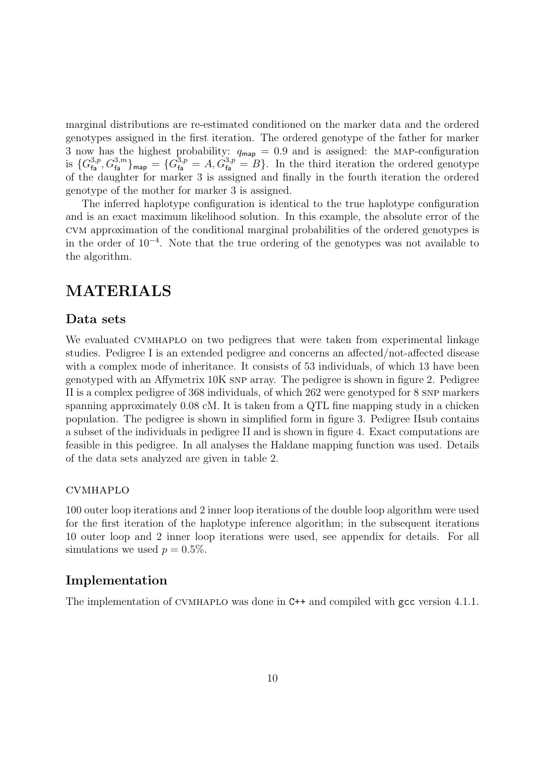marginal distributions are re-estimated conditioned on the marker data and the ordered genotypes assigned in the first iteration. The ordered genotype of the father for marker 3 now has the highest probability: $q_{\mathsf{map}} = 0.9$ and is assigned: the MAP-configuration is $\{G_{\mathsf{fa}}^{3,p}, G_{\mathsf{fa}}^{3,m}\}_{\mathsf{map}} = \{G_{\mathsf{fa}}^{3,p} = A, G_{\mathsf{fa}}^{3,p} = B\}$. In the third iteration the ordered genotype of the daughter for marker 3 is assigned and finally in the fourth iteration the ordered genotype of the mother for marker 3 is assigned.

The inferred haplotype configuration is identical to the true haplotype configuration and is an exact maximum likelihood solution. In this example, the absolute error of the CVM approximation of the conditional marginal probabilities of the ordered genotypes is in the order of $10^{-4}$. Note that the true ordering of the genotypes was not available to the algorithm.

# MATERIALS

## Data sets

We evaluated CVMHAPLO on two pedigrees that were taken from experimental linkage studies. Pedigree I is an extended pedigree and concerns an affected/not-affected disease with a complex mode of inheritance. It consists of 53 individuals, of which 13 have been genotyped with an Affymetrix 10K SNP array. The pedigree is shown in figure 2. Pedigree II is a complex pedigree of 368 individuals, of which 262 were genotyped for 8 SNP markers spanning approximately 0.08 cM. It is taken from a QTL fine mapping study in a chicken population. The pedigree is shown in simplified form in figure 3. Pedigree IIsub contains a subset of the individuals in pedigree II and is shown in figure 4. Exact computations are feasible in this pedigree. In all analyses the Haldane mapping function was used. Details of the data sets analyzed are given in table 2.

### CVMHAPLO

100 outer loop iterations and 2 inner loop iterations of the double loop algorithm were used for the first iteration of the haplotype inference algorithm; in the subsequent iterations 10 outer loop and 2 inner loop iterations were used, see appendix for details. For all simulations we used $p = 0.5\%$.

## Implementation

The implementation of CVMHAPLO was done in `C++` and compiled with `gcc` version 4.1.1.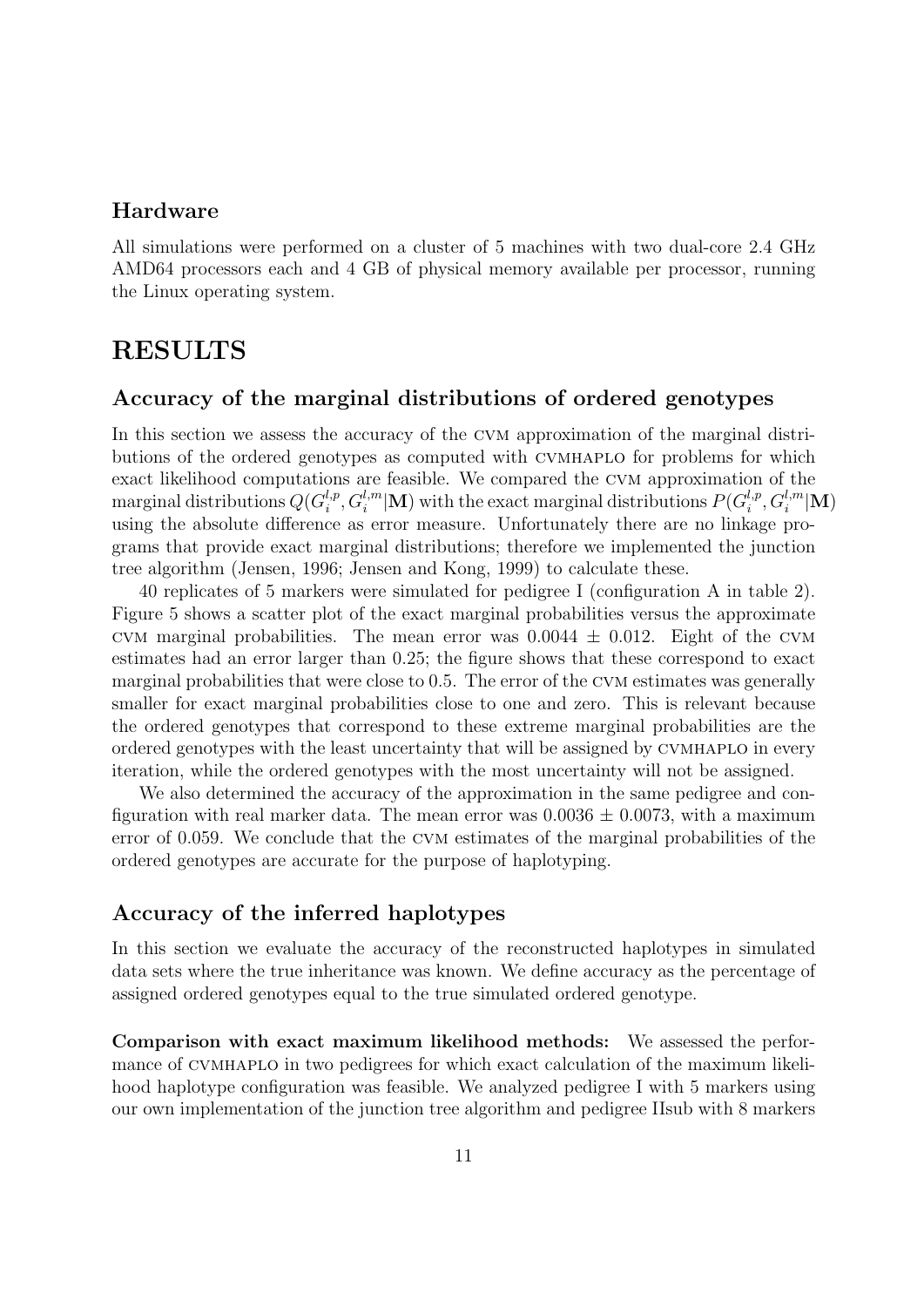### Hardware

All simulations were performed on a cluster of 5 machines with two dual-core 2.4 GHz AMD64 processors each and 4 GB of physical memory available per processor, running the Linux operating system.

## RESULTS

### Accuracy of the marginal distributions of ordered genotypes

In this section we assess the accuracy of the CVM approximation of the marginal distributions of the ordered genotypes as computed with CVMHAPLO for problems for which exact likelihood computations are feasible. We compared the CVM approximation of the marginal distributions $Q(G_i^{l,p}, G_i^{l,m}|\mathbf{M})$ with the exact marginal distributions $P(G_i^{l,p}, G_i^{l,m}|\mathbf{M})$ using the absolute difference as error measure. Unfortunately there are no linkage programs that provide exact marginal distributions; therefore we implemented the junction tree algorithm (Jensen, 1996; Jensen and Kong, 1999) to calculate these.

40 replicates of 5 markers were simulated for pedigree I (configuration A in table 2). Figure 5 shows a scatter plot of the exact marginal probabilities versus the approximate CVM marginal probabilities. The mean error was $0.0044 \pm 0.012$. Eight of the CVM estimates had an error larger than 0.25; the figure shows that these correspond to exact marginal probabilities that were close to 0.5. The error of the CVM estimates was generally smaller for exact marginal probabilities close to one and zero. This is relevant because the ordered genotypes that correspond to these extreme marginal probabilities are the ordered genotypes with the least uncertainty that will be assigned by CVMHAPLO in every iteration, while the ordered genotypes with the most uncertainty will not be assigned.

We also determined the accuracy of the approximation in the same pedigree and configuration with real marker data. The mean error was $0.0036 \pm 0.0073$, with a maximum error of 0.059. We conclude that the CVM estimates of the marginal probabilities of the ordered genotypes are accurate for the purpose of haplotyping.

### Accuracy of the inferred haplotypes

In this section we evaluate the accuracy of the reconstructed haplotypes in simulated data sets where the true inheritance was known. We define accuracy as the percentage of assigned ordered genotypes equal to the true simulated ordered genotype.

**Comparison with exact maximum likelihood methods:** We assessed the performance of CVMHAPLO in two pedigrees for which exact calculation of the maximum likelihood haplotype configuration was feasible. We analyzed pedigree I with 5 markers using our own implementation of the junction tree algorithm and pedigree IIsub with 8 markers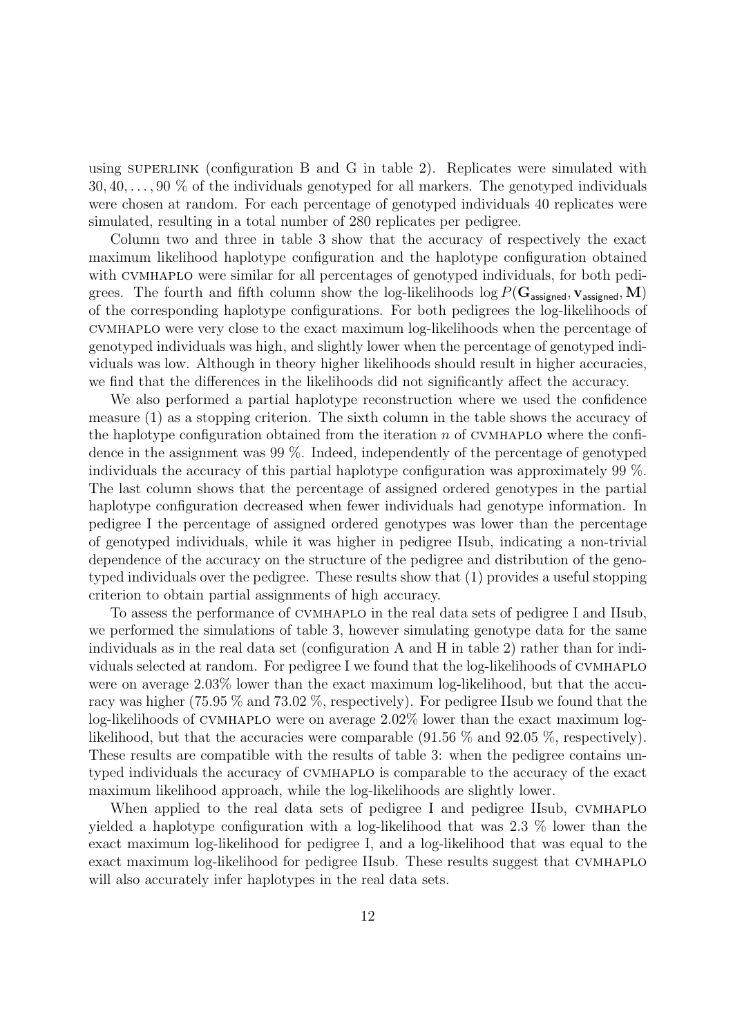using SUPERLINK (configuration B and G in table 2). Replicates were simulated with $30, 40, \ldots, 90$ % of the individuals genotyped for all markers. The genotyped individuals were chosen at random. For each percentage of genotyped individuals 40 replicates were simulated, resulting in a total number of 280 replicates per pedigree.

Column two and three in table 3 show that the accuracy of respectively the exact maximum likelihood haplotype configuration and the haplotype configuration obtained with CVMHAPLO were similar for all percentages of genotyped individuals, for both pedigrees. The fourth and fifth column show the log-likelihoods $\log P(\mathbf{G}_{\mathsf{assigned}}, \mathbf{v}_{\mathsf{assigned}}, \mathbf{M})$ of the corresponding haplotype configurations. For both pedigrees the log-likelihoods of CVMHAPLO were very close to the exact maximum log-likelihoods when the percentage of genotyped individuals was high, and slightly lower when the percentage of genotyped individuals was low. Although in theory higher likelihoods should result in higher accuracies, we find that the differences in the likelihoods did not significantly affect the accuracy.

We also performed a partial haplotype reconstruction where we used the confidence measure (1) as a stopping criterion. The sixth column in the table shows the accuracy of the haplotype configuration obtained from the iteration $n$ of CVMHAPLO where the confidence in the assignment was 99 %. Indeed, independently of the percentage of genotyped individuals the accuracy of this partial haplotype configuration was approximately 99 %. The last column shows that the percentage of assigned ordered genotypes in the partial haplotype configuration decreased when fewer individuals had genotype information. In pedigree I the percentage of assigned ordered genotypes was lower than the percentage of genotyped individuals, while it was higher in pedigree IIsub, indicating a non-trivial dependence of the accuracy on the structure of the pedigree and distribution of the genotyped individuals over the pedigree. These results show that (1) provides a useful stopping criterion to obtain partial assignments of high accuracy.

To assess the performance of CVMHAPLO in the real data sets of pedigree I and IIsub, we performed the simulations of table 3, however simulating genotype data for the same individuals as in the real data set (configuration A and H in table 2) rather than for individuals selected at random. For pedigree I we found that the log-likelihoods of CVMHAPLO were on average 2.03% lower than the exact maximum log-likelihood, but that the accuracy was higher (75.95 % and 73.02 %, respectively). For pedigree IIsub we found that the log-likelihoods of CVMHAPLO were on average 2.02% lower than the exact maximum log-likelihood, but that the accuracies were comparable (91.56 % and 92.05 %, respectively). These results are compatible with the results of table 3: when the pedigree contains untyped individuals the accuracy of CVMHAPLO is comparable to the accuracy of the exact maximum likelihood approach, while the log-likelihoods are slightly lower.

When applied to the real data sets of pedigree I and pedigree IIsub, CVMHAPLO yielded a haplotype configuration with a log-likelihood that was 2.3 % lower than the exact maximum log-likelihood for pedigree I, and a log-likelihood that was equal to the exact maximum log-likelihood for pedigree IIsub. These results suggest that CVMHAPLO will also accurately infer haplotypes in the real data sets.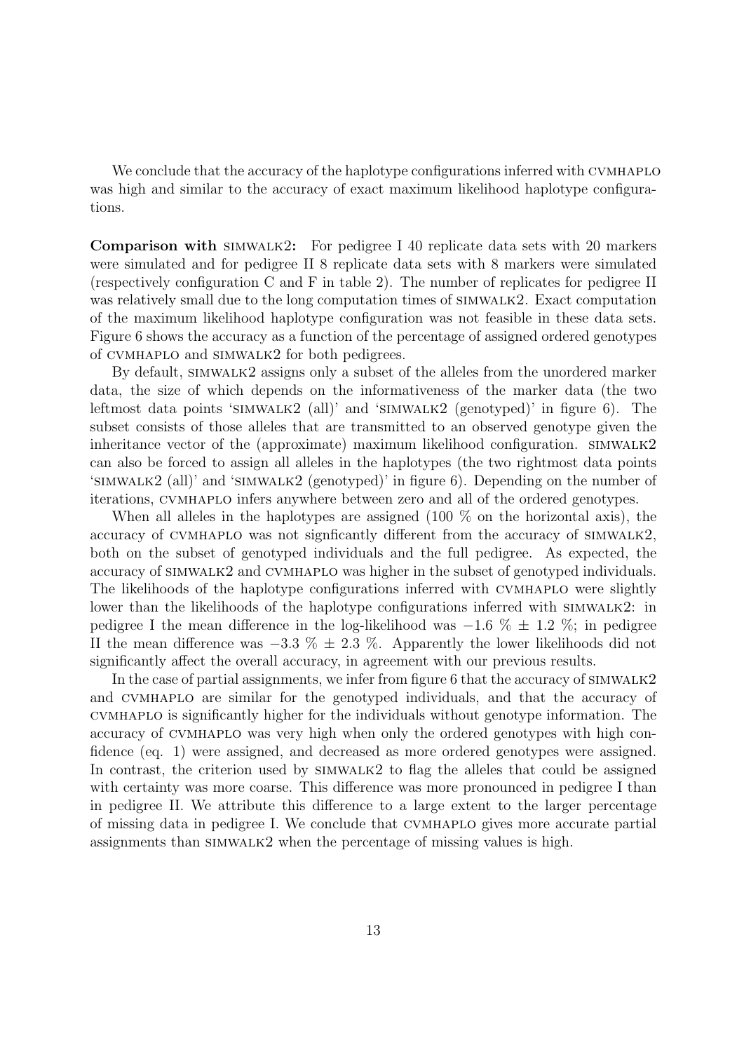We conclude that the accuracy of the haplotype configurations inferred with CVMHAPLO was high and similar to the accuracy of exact maximum likelihood haplotype configurations.

**Comparison with SIMWALK2:** For pedigree I 40 replicate data sets with 20 markers were simulated and for pedigree II 8 replicate data sets with 8 markers were simulated (respectively configuration C and F in table 2). The number of replicates for pedigree II was relatively small due to the long computation times of SIMWALK2. Exact computation of the maximum likelihood haplotype configuration was not feasible in these data sets. Figure 6 shows the accuracy as a function of the percentage of assigned ordered genotypes of CVMHAPLO and SIMWALK2 for both pedigrees.

By default, SIMWALK2 assigns only a subset of the alleles from the unordered marker data, the size of which depends on the informativeness of the marker data (the two leftmost data points 'SIMWALK2 (all)' and 'SIMWALK2 (genotyped)' in figure 6). The subset consists of those alleles that are transmitted to an observed genotype given the inheritance vector of the (approximate) maximum likelihood configuration. SIMWALK2 can also be forced to assign all alleles in the haplotypes (the two rightmost data points 'SIMWALK2 (all)' and 'SIMWALK2 (genotyped)' in figure 6). Depending on the number of iterations, CVMHAPLO infers anywhere between zero and all of the ordered genotypes.

When all alleles in the haplotypes are assigned (100 % on the horizontal axis), the accuracy of CVMHAPLO was not signficantly different from the accuracy of SIMWALK2, both on the subset of genotyped individuals and the full pedigree. As expected, the accuracy of SIMWALK2 and CVMHAPLO was higher in the subset of genotyped individuals. The likelihoods of the haplotype configurations inferred with CVMHAPLO were slightly lower than the likelihoods of the haplotype configurations inferred with SIMWALK2: in pedigree I the mean difference in the log-likelihood was $-1.6$ % $\pm$ 1.2 %; in pedigree II the mean difference was $-3.3$ % $\pm$ 2.3 %. Apparently the lower likelihoods did not significantly affect the overall accuracy, in agreement with our previous results.

In the case of partial assignments, we infer from figure 6 that the accuracy of SIMWALK2 and CVMHAPLO are similar for the genotyped individuals, and that the accuracy of CVMHAPLO is significantly higher for the individuals without genotype information. The accuracy of CVMHAPLO was very high when only the ordered genotypes with high confidence (eq. 1) were assigned, and decreased as more ordered genotypes were assigned. In contrast, the criterion used by SIMWALK2 to flag the alleles that could be assigned with certainty was more coarse. This difference was more pronounced in pedigree I than in pedigree II. We attribute this difference to a large extent to the larger percentage of missing data in pedigree I. We conclude that CVMHAPLO gives more accurate partial assignments than SIMWALK2 when the percentage of missing values is high.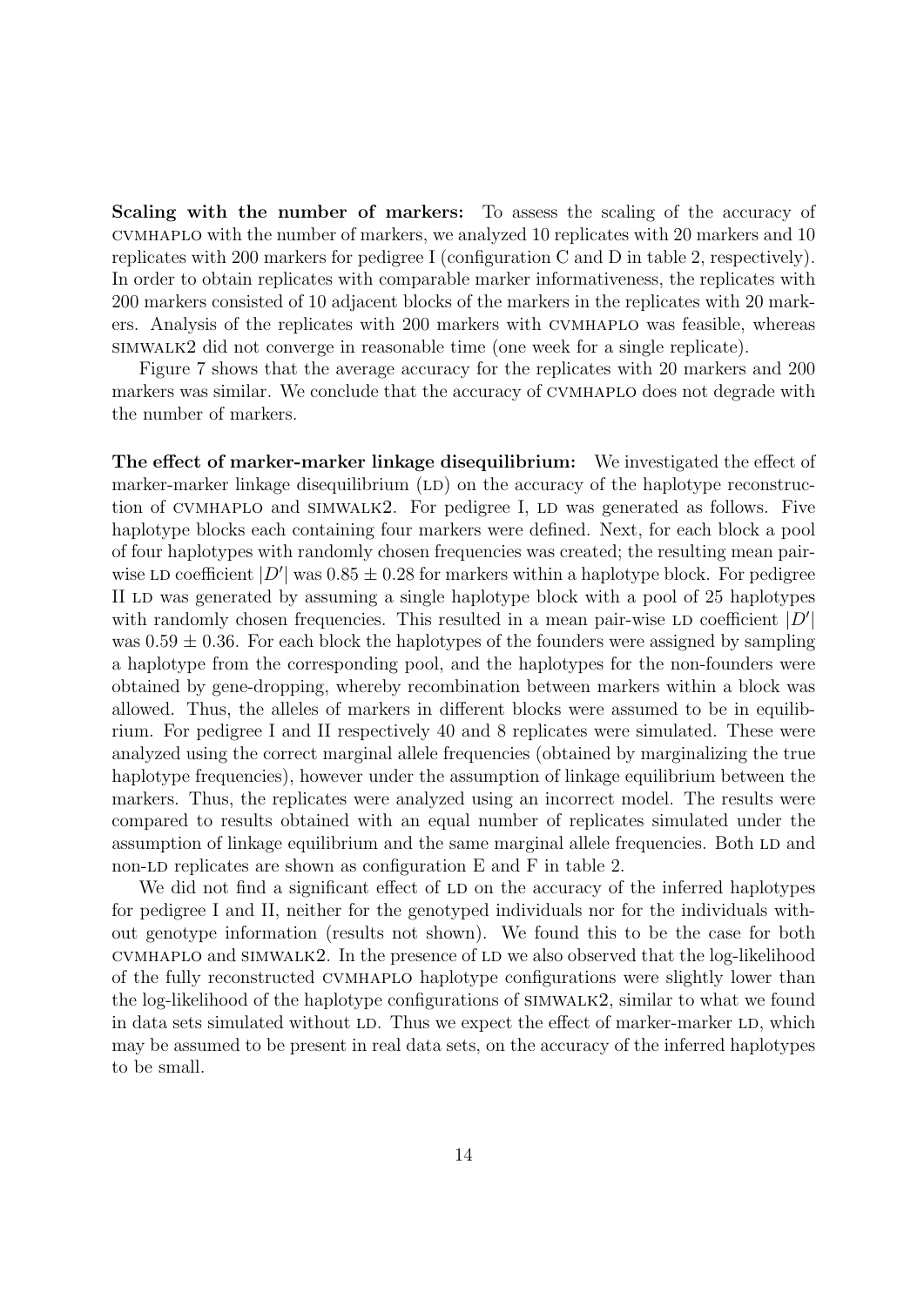**Scaling with the number of markers:** To assess the scaling of the accuracy of CVMHAPLO with the number of markers, we analyzed 10 replicates with 20 markers and 10 replicates with 200 markers for pedigree I (configuration C and D in table 2, respectively). In order to obtain replicates with comparable marker informativeness, the replicates with 200 markers consisted of 10 adjacent blocks of the markers in the replicates with 20 markers. Analysis of the replicates with 200 markers with CVMHAPLO was feasible, whereas SIMWALK2 did not converge in reasonable time (one week for a single replicate).

Figure 7 shows that the average accuracy for the replicates with 20 markers and 200 markers was similar. We conclude that the accuracy of CVMHAPLO does not degrade with the number of markers.

**The effect of marker-marker linkage disequilibrium:** We investigated the effect of marker-marker linkage disequilibrium (LD) on the accuracy of the haplotype reconstruction of CVMHAPLO and SIMWALK2. For pedigree I, LD was generated as follows. Five haplotype blocks each containing four markers were defined. Next, for each block a pool of four haplotypes with randomly chosen frequencies was created; the resulting mean pairwise LD coefficient $|D'|$ was $0.85 \pm 0.28$ for markers within a haplotype block. For pedigree II LD was generated by assuming a single haplotype block with a pool of 25 haplotypes with randomly chosen frequencies. This resulted in a mean pair-wise LD coefficient $|D'|$ was $0.59 \pm 0.36$. For each block the haplotypes of the founders were assigned by sampling a haplotype from the corresponding pool, and the haplotypes for the non-founders were obtained by gene-dropping, whereby recombination between markers within a block was allowed. Thus, the alleles of markers in different blocks were assumed to be in equilibrium. For pedigree I and II respectively 40 and 8 replicates were simulated. These were analyzed using the correct marginal allele frequencies (obtained by marginalizing the true haplotype frequencies), however under the assumption of linkage equilibrium between the markers. Thus, the replicates were analyzed using an incorrect model. The results were compared to results obtained with an equal number of replicates simulated under the assumption of linkage equilibrium and the same marginal allele frequencies. Both LD and non-LD replicates are shown as configuration E and F in table 2.

We did not find a significant effect of LD on the accuracy of the inferred haplotypes for pedigree I and II, neither for the genotyped individuals nor for the individuals without genotype information (results not shown). We found this to be the case for both CVMHAPLO and SIMWALK2. In the presence of LD we also observed that the log-likelihood of the fully reconstructed CVMHAPLO haplotype configurations were slightly lower than the log-likelihood of the haplotype configurations of SIMWALK2, similar to what we found in data sets simulated without LD. Thus we expect the effect of marker-marker LD, which may be assumed to be present in real data sets, on the accuracy of the inferred haplotypes to be small.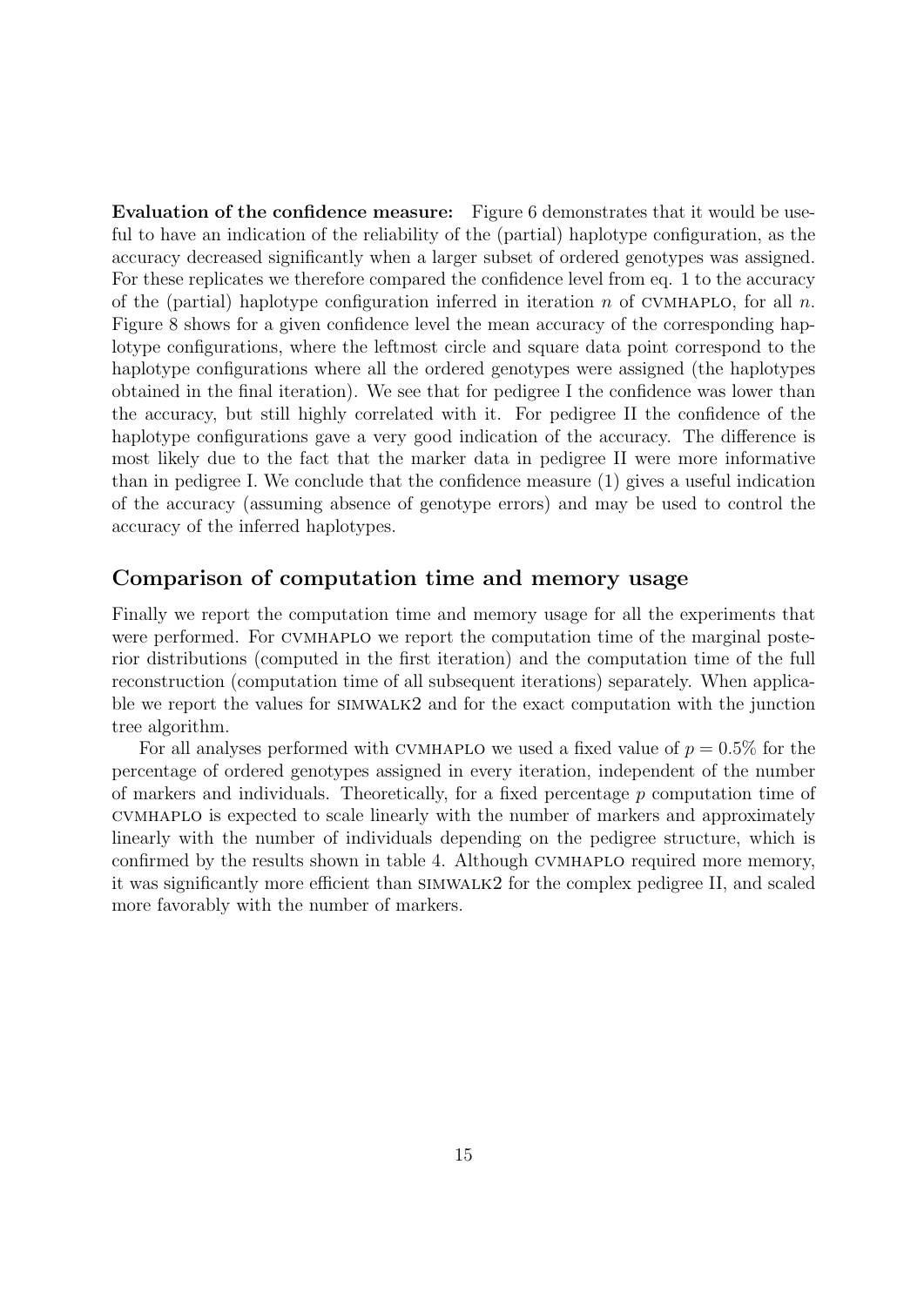**Evaluation of the confidence measure:** Figure 6 demonstrates that it would be useful to have an indication of the reliability of the (partial) haplotype configuration, as the accuracy decreased significantly when a larger subset of ordered genotypes was assigned. For these replicates we therefore compared the confidence level from eq. 1 to the accuracy of the (partial) haplotype configuration inferred in iteration $n$ of CVMHAPLO, for all $n$. Figure 8 shows for a given confidence level the mean accuracy of the corresponding haplotype configurations, where the leftmost circle and square data point correspond to the haplotype configurations where all the ordered genotypes were assigned (the haplotypes obtained in the final iteration). We see that for pedigree I the confidence was lower than the accuracy, but still highly correlated with it. For pedigree II the confidence of the haplotype configurations gave a very good indication of the accuracy. The difference is most likely due to the fact that the marker data in pedigree II were more informative than in pedigree I. We conclude that the confidence measure (1) gives a useful indication of the accuracy (assuming absence of genotype errors) and may be used to control the accuracy of the inferred haplotypes.

## Comparison of computation time and memory usage

Finally we report the computation time and memory usage for all the experiments that were performed. For CVMHAPLO we report the computation time of the marginal posterior distributions (computed in the first iteration) and the computation time of the full reconstruction (computation time of all subsequent iterations) separately. When applicable we report the values for SIMWALK2 and for the exact computation with the junction tree algorithm.

For all analyses performed with CVMHAPLO we used a fixed value of $p = 0.5\%$ for the percentage of ordered genotypes assigned in every iteration, independent of the number of markers and individuals. Theoretically, for a fixed percentage $p$ computation time of CVMHAPLO is expected to scale linearly with the number of markers and approximately linearly with the number of individuals depending on the pedigree structure, which is confirmed by the results shown in table 4. Although CVMHAPLO required more memory, it was significantly more efficient than SIMWALK2 for the complex pedigree II, and scaled more favorably with the number of markers.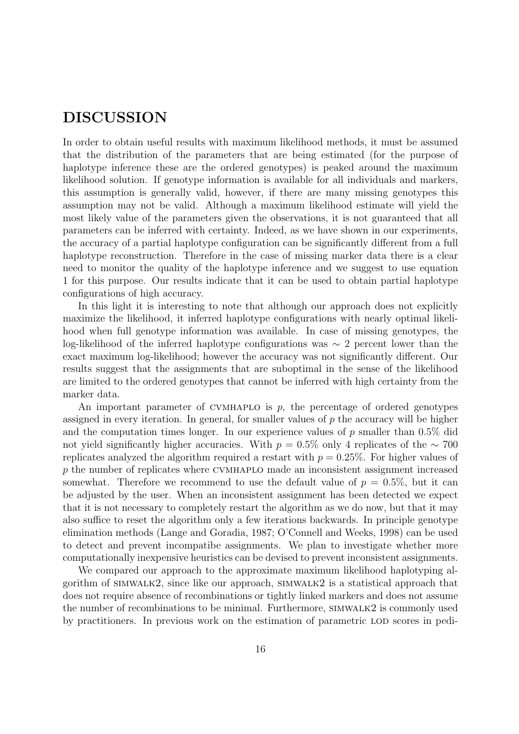# DISCUSSION

In order to obtain useful results with maximum likelihood methods, it must be assumed that the distribution of the parameters that are being estimated (for the purpose of haplotype inference these are the ordered genotypes) is peaked around the maximum likelihood solution. If genotype information is available for all individuals and markers, this assumption is generally valid, however, if there are many missing genotypes this assumption may not be valid. Although a maximum likelihood estimate will yield the most likely value of the parameters given the observations, it is not guaranteed that all parameters can be inferred with certainty. Indeed, as we have shown in our experiments, the accuracy of a partial haplotype configuration can be significantly different from a full haplotype reconstruction. Therefore in the case of missing marker data there is a clear need to monitor the quality of the haplotype inference and we suggest to use equation 1 for this purpose. Our results indicate that it can be used to obtain partial haplotype configurations of high accuracy.

In this light it is interesting to note that although our approach does not explicitly maximize the likelihood, it inferred haplotype configurations with nearly optimal likelihood when full genotype information was available. In case of missing genotypes, the log-likelihood of the inferred haplotype configurations was $\sim 2$ percent lower than the exact maximum log-likelihood; however the accuracy was not significantly different. Our results suggest that the assignments that are suboptimal in the sense of the likelihood are limited to the ordered genotypes that cannot be inferred with high certainty from the marker data.

An important parameter of CVMHAPLO is $p$, the percentage of ordered genotypes assigned in every iteration. In general, for smaller values of $p$ the accuracy will be higher and the computation times longer. In our experience values of $p$ smaller than 0.5% did not yield significantly higher accuracies. With $p = 0.5\%$ only 4 replicates of the $\sim 700$ replicates analyzed the algorithm required a restart with $p = 0.25\%$. For higher values of $p$ the number of replicates where CVMHAPLO made an inconsistent assignment increased somewhat. Therefore we recommend to use the default value of $p = 0.5\%$, but it can be adjusted by the user. When an inconsistent assignment has been detected we expect that it is not necessary to completely restart the algorithm as we do now, but that it may also suffice to reset the algorithm only a few iterations backwards. In principle genotype elimination methods (Lange and Goradia, 1987; O'Connell and Weeks, 1998) can be used to detect and prevent incompatibe assignments. We plan to investigate whether more computationally inexpensive heuristics can be devised to prevent inconsistent assignments.

We compared our approach to the approximate maximum likelihood haplotyping algorithm of SIMWALK2, since like our approach, SIMWALK2 is a statistical approach that does not require absence of recombinations or tightly linked markers and does not assume the number of recombinations to be minimal. Furthermore, SIMWALK2 is commonly used by practitioners. In previous work on the estimation of parametric LOD scores in pedi-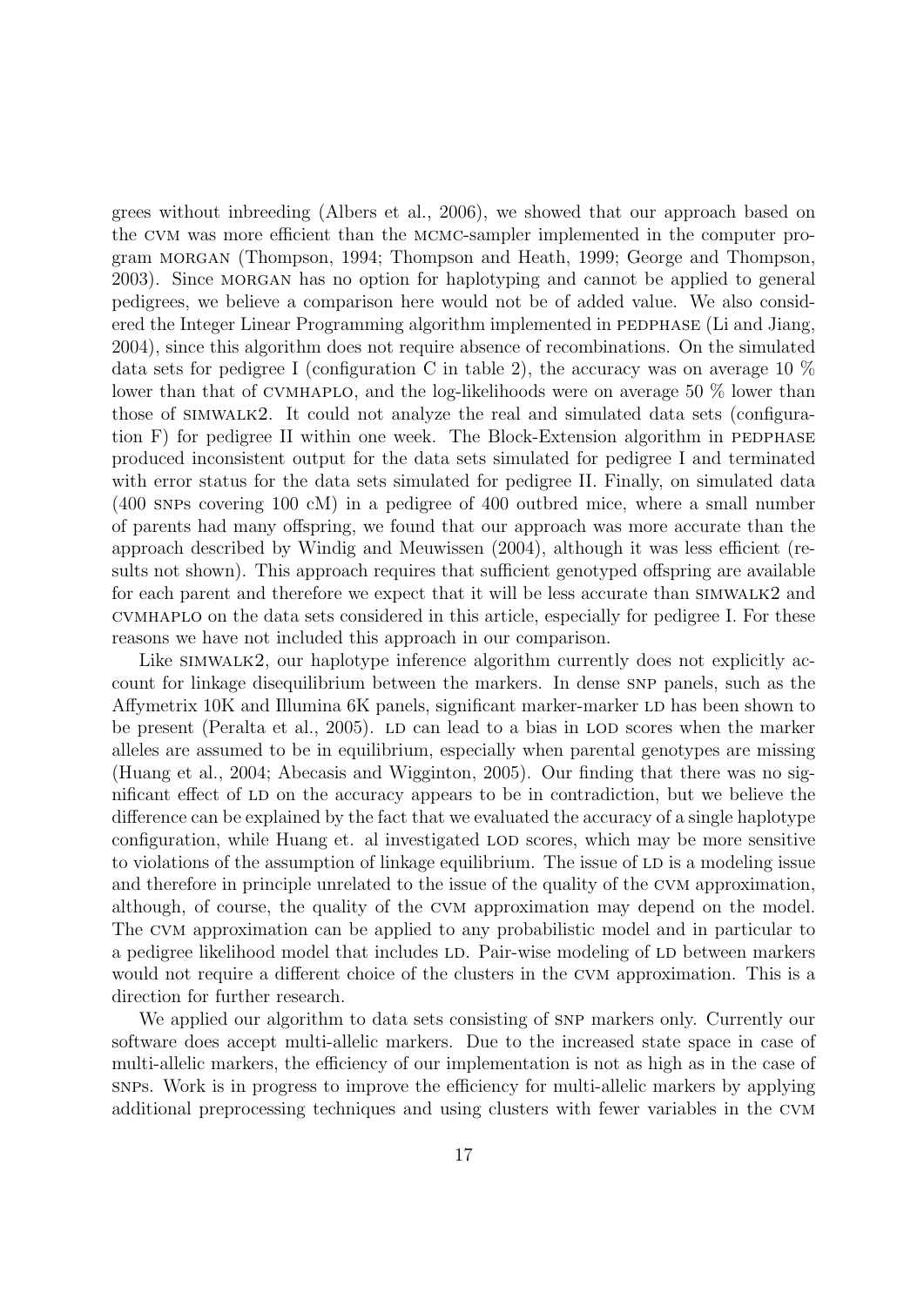grees without inbreeding (Albers et al., 2006), we showed that our approach based on the CVM was more efficient than the MCMC-sampler implemented in the computer program MORGAN (Thompson, 1994; Thompson and Heath, 1999; George and Thompson, 2003). Since MORGAN has no option for haplotyping and cannot be applied to general pedigrees, we believe a comparison here would not be of added value. We also considered the Integer Linear Programming algorithm implemented in PEDPHASE (Li and Jiang, 2004), since this algorithm does not require absence of recombinations. On the simulated data sets for pedigree I (configuration C in table 2), the accuracy was on average 10 % lower than that of CVMHAPLO, and the log-likelihoods were on average 50 % lower than those of SIMWALK2. It could not analyze the real and simulated data sets (configuration F) for pedigree II within one week. The Block-Extension algorithm in PEDPHASE produced inconsistent output for the data sets simulated for pedigree I and terminated with error status for the data sets simulated for pedigree II. Finally, on simulated data (400 SNPs covering 100 cM) in a pedigree of 400 outbred mice, where a small number of parents had many offspring, we found that our approach was more accurate than the approach described by Windig and Meuwissen (2004), although it was less efficient (results not shown). This approach requires that sufficient genotyped offspring are available for each parent and therefore we expect that it will be less accurate than SIMWALK2 and CVMHAPLO on the data sets considered in this article, especially for pedigree I. For these reasons we have not included this approach in our comparison.

Like SIMWALK2, our haplotype inference algorithm currently does not explicitly account for linkage disequilibrium between the markers. In dense SNP panels, such as the Affymetrix 10K and Illumina 6K panels, significant marker-marker LD has been shown to be present (Peralta et al., 2005). LD can lead to a bias in LOD scores when the marker alleles are assumed to be in equilibrium, especially when parental genotypes are missing (Huang et al., 2004; Abecasis and Wigginton, 2005). Our finding that there was no significant effect of LD on the accuracy appears to be in contradiction, but we believe the difference can be explained by the fact that we evaluated the accuracy of a single haplotype configuration, while Huang et. al investigated LOD scores, which may be more sensitive to violations of the assumption of linkage equilibrium. The issue of LD is a modeling issue and therefore in principle unrelated to the issue of the quality of the CVM approximation, although, of course, the quality of the CVM approximation may depend on the model. The CVM approximation can be applied to any probabilistic model and in particular to a pedigree likelihood model that includes LD. Pair-wise modeling of LD between markers would not require a different choice of the clusters in the CVM approximation. This is a direction for further research.

We applied our algorithm to data sets consisting of SNP markers only. Currently our software does accept multi-allelic markers. Due to the increased state space in case of multi-allelic markers, the efficiency of our implementation is not as high as in the case of SNPs. Work is in progress to improve the efficiency for multi-allelic markers by applying additional preprocessing techniques and using clusters with fewer variables in the CVM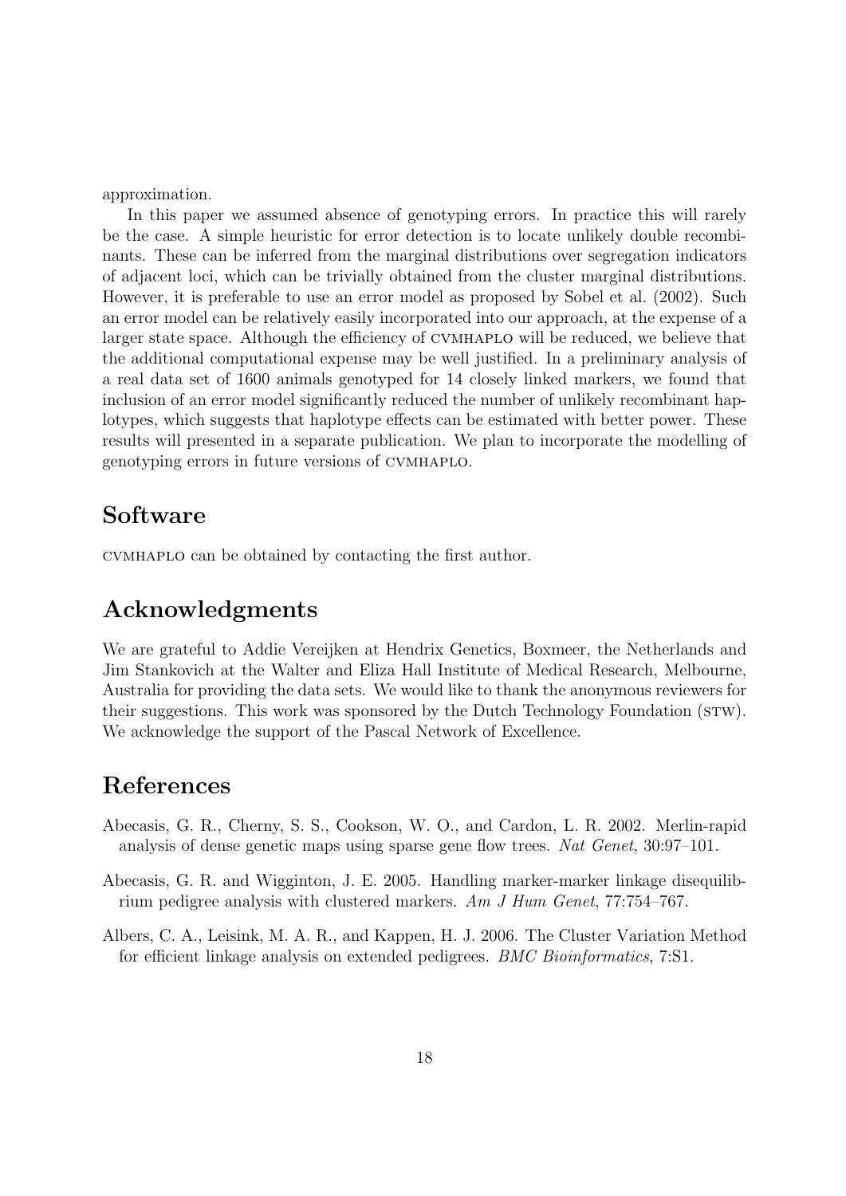approximation.

In this paper we assumed absence of genotyping errors. In practice this will rarely be the case. A simple heuristic for error detection is to locate unlikely double recombinants. These can be inferred from the marginal distributions over segregation indicators of adjacent loci, which can be trivially obtained from the cluster marginal distributions. However, it is preferable to use an error model as proposed by Sobel et al. (2002). Such an error model can be relatively easily incorporated into our approach, at the expense of a larger state space. Although the efficiency of CVMHAPLO will be reduced, we believe that the additional computational expense may be well justified. In a preliminary analysis of a real data set of 1600 animals genotyped for 14 closely linked markers, we found that inclusion of an error model significantly reduced the number of unlikely recombinant haplotypes, which suggests that haplotype effects can be estimated with better power. These results will presented in a separate publication. We plan to incorporate the modelling of genotyping errors in future versions of CVMHAPLO.

## Software

CVMHAPLO can be obtained by contacting the first author.

## Acknowledgments

We are grateful to Addie Vereijken at Hendrix Genetics, Boxmeer, the Netherlands and Jim Stankovich at the Walter and Eliza Hall Institute of Medical Research, Melbourne, Australia for providing the data sets. We would like to thank the anonymous reviewers for their suggestions. This work was sponsored by the Dutch Technology Foundation (STW). We acknowledge the support of the Pascal Network of Excellence.

## References

Abecasis, G. R., Cherny, S. S., Cookson, W. O., and Cardon, L. R. 2002. Merlin-rapid analysis of dense genetic maps using sparse gene flow trees. *Nat Genet*, 30:97–101.

Abecasis, G. R. and Wigginton, J. E. 2005. Handling marker-marker linkage disequilibrium pedigree analysis with clustered markers. *Am J Hum Genet*, 77:754–767.

Albers, C. A., Leisink, M. A. R., and Kappen, H. J. 2006. The Cluster Variation Method for efficient linkage analysis on extended pedigrees. *BMC Bioinformatics*, 7:S1.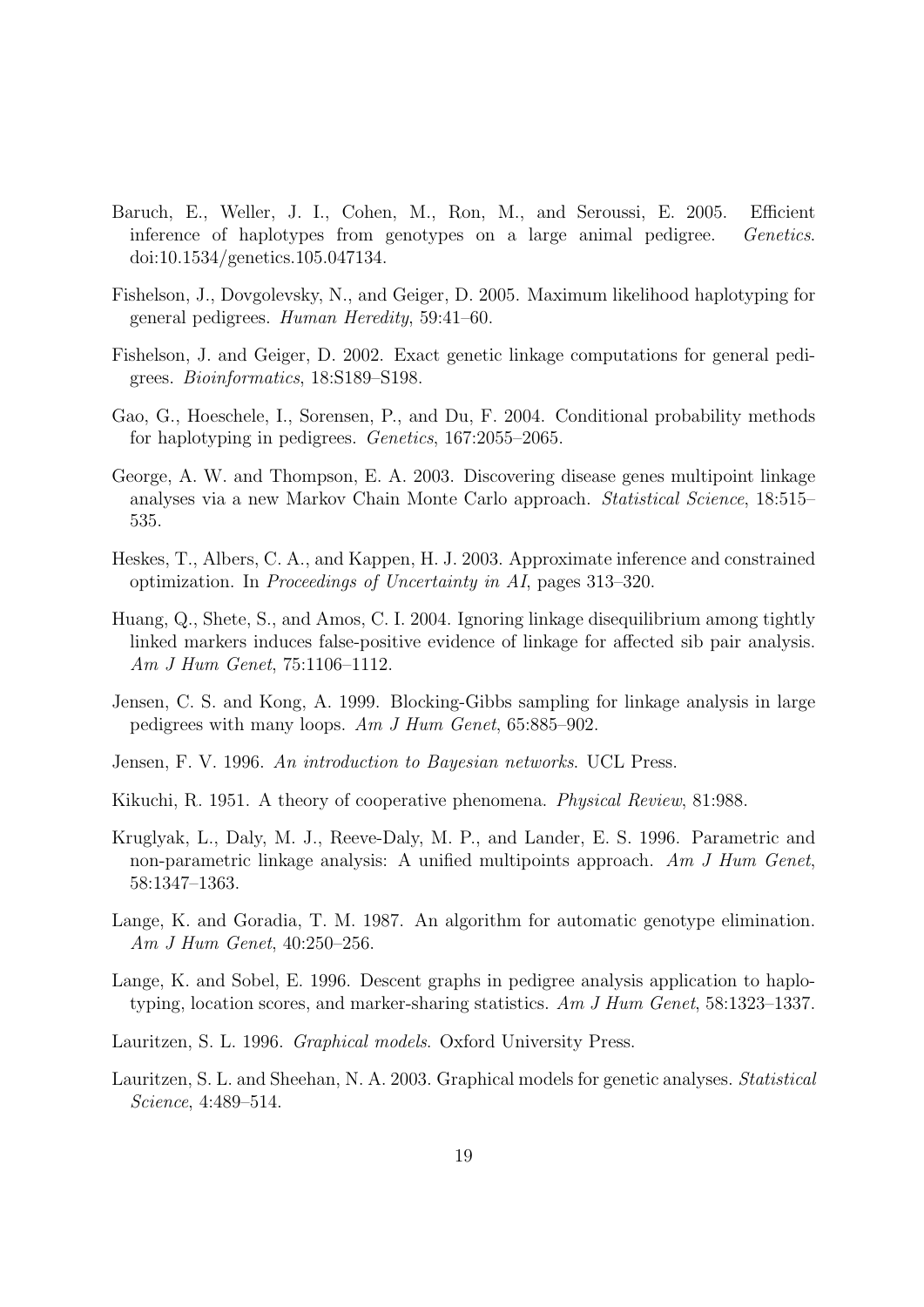Baruch, E., Weller, J. I., Cohen, M., Ron, M., and Seroussi, E. 2005. Efficient inference of haplotypes from genotypes on a large animal pedigree. *Genetics*. doi:10.1534/genetics.105.047134.

Fishelson, J., Dovgolevsky, N., and Geiger, D. 2005. Maximum likelihood haplotyping for general pedigrees. *Human Heredity*, 59:41–60.

Fishelson, J. and Geiger, D. 2002. Exact genetic linkage computations for general pedigrees. *Bioinformatics*, 18:S189–S198.

Gao, G., Hoeschele, I., Sorensen, P., and Du, F. 2004. Conditional probability methods for haplotyping in pedigrees. *Genetics*, 167:2055–2065.

George, A. W. and Thompson, E. A. 2003. Discovering disease genes multipoint linkage analyses via a new Markov Chain Monte Carlo approach. *Statistical Science*, 18:515–535.

Heskes, T., Albers, C. A., and Kappen, H. J. 2003. Approximate inference and constrained optimization. In *Proceedings of Uncertainty in AI*, pages 313–320.

Huang, Q., Shete, S., and Amos, C. I. 2004. Ignoring linkage disequilibrium among tightly linked markers induces false-positive evidence of linkage for affected sib pair analysis. *Am J Hum Genet*, 75:1106–1112.

Jensen, C. S. and Kong, A. 1999. Blocking-Gibbs sampling for linkage analysis in large pedigrees with many loops. *Am J Hum Genet*, 65:885–902.

Jensen, F. V. 1996. *An introduction to Bayesian networks*. UCL Press.

Kikuchi, R. 1951. A theory of cooperative phenomena. *Physical Review*, 81:988.

Kruglyak, L., Daly, M. J., Reeve-Daly, M. P., and Lander, E. S. 1996. Parametric and non-parametric linkage analysis: A unified multipoints approach. *Am J Hum Genet*, 58:1347–1363.

Lange, K. and Goradia, T. M. 1987. An algorithm for automatic genotype elimination. *Am J Hum Genet*, 40:250–256.

Lange, K. and Sobel, E. 1996. Descent graphs in pedigree analysis application to haplotyping, location scores, and marker-sharing statistics. *Am J Hum Genet*, 58:1323–1337.

Lauritzen, S. L. 1996. *Graphical models*. Oxford University Press.

Lauritzen, S. L. and Sheehan, N. A. 2003. Graphical models for genetic analyses. *Statistical Science*, 4:489–514.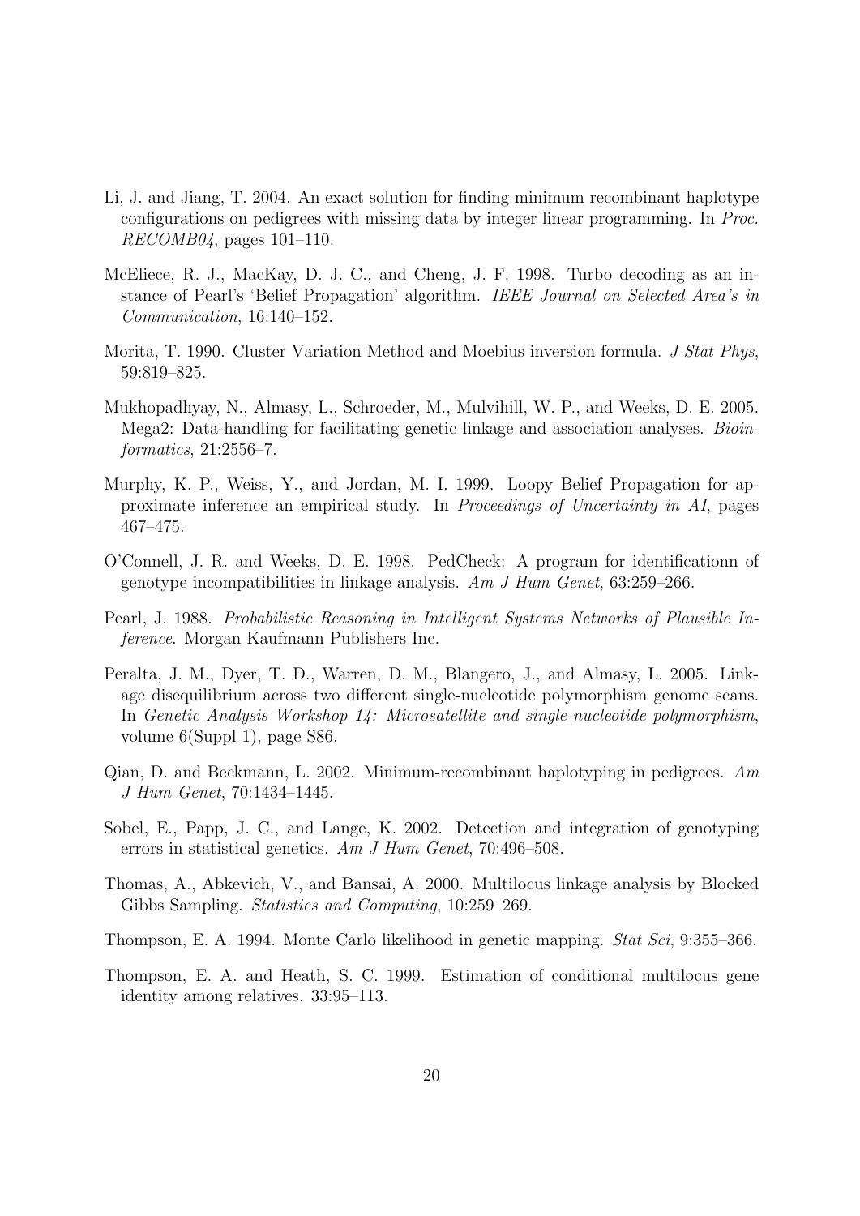Li, J. and Jiang, T. 2004. An exact solution for finding minimum recombinant haplotype configurations on pedigrees with missing data by integer linear programming. In *Proc. RECOMB04*, pages 101–110.

McEliece, R. J., MacKay, D. J. C., and Cheng, J. F. 1998. Turbo decoding as an instance of Pearl's 'Belief Propagation' algorithm. *IEEE Journal on Selected Area's in Communication*, 16:140–152.

Morita, T. 1990. Cluster Variation Method and Moebius inversion formula. *J Stat Phys*, 59:819–825.

Mukhopadhyay, N., Almasy, L., Schroeder, M., Mulvihill, W. P., and Weeks, D. E. 2005. Mega2: Data-handling for facilitating genetic linkage and association analyses. *Bioinformatics*, 21:2556–7.

Murphy, K. P., Weiss, Y., and Jordan, M. I. 1999. Loopy Belief Propagation for approximate inference an empirical study. In *Proceedings of Uncertainty in AI*, pages 467–475.

O'Connell, J. R. and Weeks, D. E. 1998. PedCheck: A program for identificationn of genotype incompatibilities in linkage analysis. *Am J Hum Genet*, 63:259–266.

Pearl, J. 1988. *Probabilistic Reasoning in Intelligent Systems Networks of Plausible Inference*. Morgan Kaufmann Publishers Inc.

Peralta, J. M., Dyer, T. D., Warren, D. M., Blangero, J., and Almasy, L. 2005. Linkage disequilibrium across two different single-nucleotide polymorphism genome scans. In *Genetic Analysis Workshop 14: Microsatellite and single-nucleotide polymorphism*, volume 6(Suppl 1), page S86.

Qian, D. and Beckmann, L. 2002. Minimum-recombinant haplotyping in pedigrees. *Am J Hum Genet*, 70:1434–1445.

Sobel, E., Papp, J. C., and Lange, K. 2002. Detection and integration of genotyping errors in statistical genetics. *Am J Hum Genet*, 70:496–508.

Thomas, A., Abkevich, V., and Bansai, A. 2000. Multilocus linkage analysis by Blocked Gibbs Sampling. *Statistics and Computing*, 10:259–269.

Thompson, E. A. 1994. Monte Carlo likelihood in genetic mapping. *Stat Sci*, 9:355–366.

Thompson, E. A. and Heath, S. C. 1999. Estimation of conditional multilocus gene identity among relatives. 33:95–113.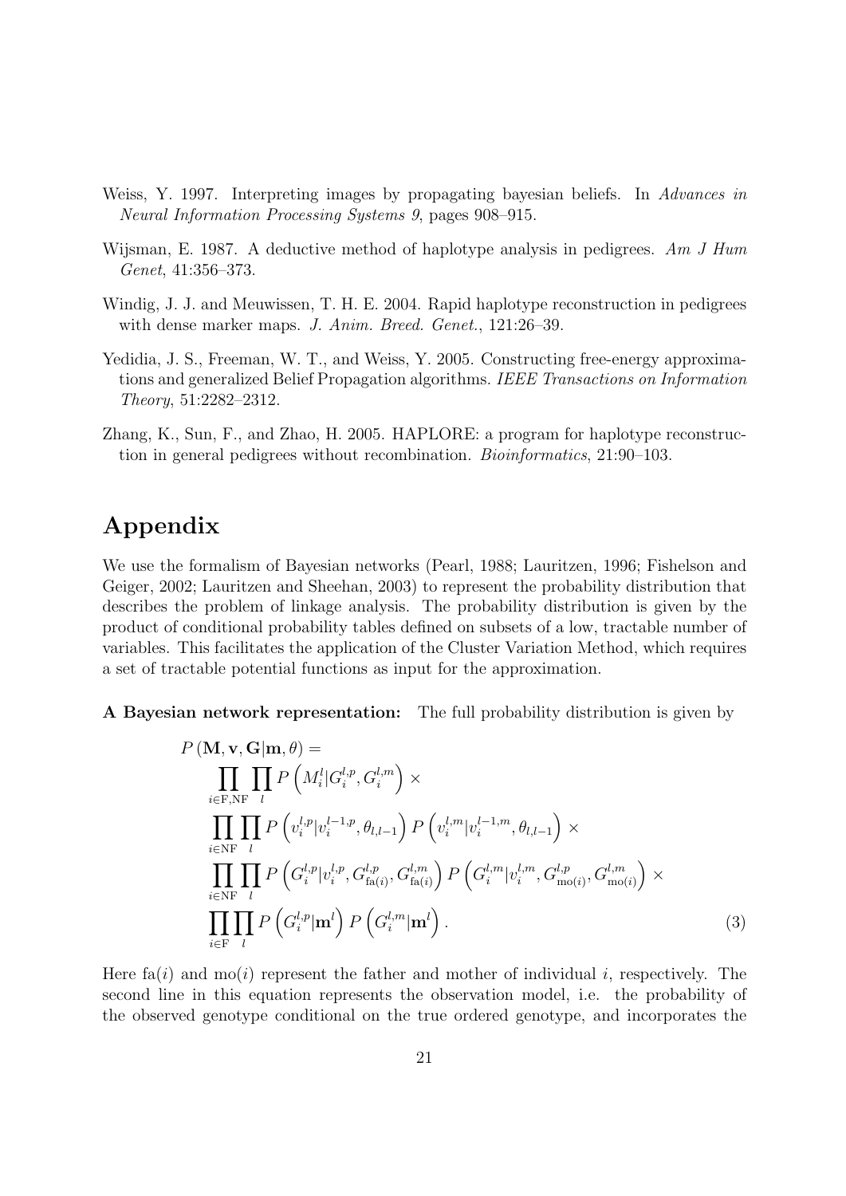Weiss, Y. 1997. Interpreting images by propagating bayesian beliefs. In *Advances in Neural Information Processing Systems 9*, pages 908–915.

Wijsman, E. 1987. A deductive method of haplotype analysis in pedigrees. *Am J Hum Genet*, 41:356–373.

Windig, J. J. and Meuwissen, T. H. E. 2004. Rapid haplotype reconstruction in pedigrees with dense marker maps. *J. Anim. Breed. Genet.*, 121:26–39.

Yedidia, J. S., Freeman, W. T., and Weiss, Y. 2005. Constructing free-energy approximations and generalized Belief Propagation algorithms. *IEEE Transactions on Information Theory*, 51:2282–2312.

Zhang, K., Sun, F., and Zhao, H. 2005. HAPLORE: a program for haplotype reconstruction in general pedigrees without recombination. *Bioinformatics*, 21:90–103.

# Appendix

We use the formalism of Bayesian networks (Pearl, 1988; Lauritzen, 1996; Fishelson and Geiger, 2002; Lauritzen and Sheehan, 2003) to represent the probability distribution that describes the problem of linkage analysis. The probability distribution is given by the product of conditional probability tables defined on subsets of a low, tractable number of variables. This facilitates the application of the Cluster Variation Method, which requires a set of tractable potential functions as input for the approximation.

**A Bayesian network representation:** The full probability distribution is given by

$$
\begin{aligned}
P\left(\mathbf{M}, \mathbf{v}, \mathbf{G} | \mathbf{m}, \theta\right) = & \\
& \prod_{i \in \mathrm{F,NF}} \prod_{l} P\left(M_i^l | G_i^{l,p}, G_i^{l,m}\right) \times \\
& \prod_{i \in \mathrm{NF}} \prod_{l} P\left(v_i^{l,p} | v_i^{l-1,p}, \theta_{l,l-1}\right) P\left(v_i^{l,m} | v_i^{l-1,m}, \theta_{l,l-1}\right) \times \\
& \prod_{i \in \mathrm{NF}} \prod_{l} P\left(G_i^{l,p} | v_i^{l,p}, G_{\mathrm{fa}(i)}^{l,p}, G_{\mathrm{fa}(i)}^{l,m}\right) P\left(G_i^{l,m} | v_i^{l,m}, G_{\mathrm{mo}(i)}^{l,p}, G_{\mathrm{mo}(i)}^{l,m}\right) \times \\
& \prod_{i \in \mathrm{F}} \prod_{l} P\left(G_i^{l,p} | \mathbf{m}^l\right) P\left(G_i^{l,m} | \mathbf{m}^l\right).
\end{aligned}
\tag{3}
$$

Here $\mathrm{fa}(i)$ and $\mathrm{mo}(i)$ represent the father and mother of individual $i$, respectively. The second line in this equation represents the observation model, i.e. the probability of the observed genotype conditional on the true ordered genotype, and incorporates the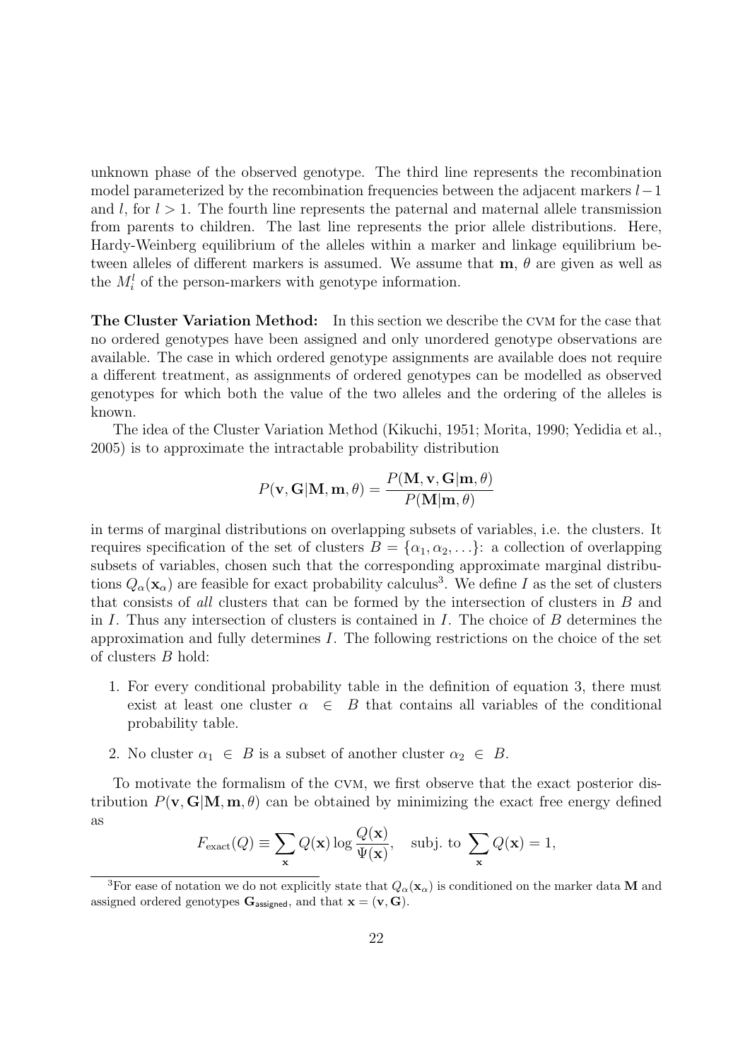unknown phase of the observed genotype. The third line represents the recombination model parameterized by the recombination frequencies between the adjacent markers $l-1$ and $l$, for $l > 1$. The fourth line represents the paternal and maternal allele transmission from parents to children. The last line represents the prior allele distributions. Here, Hardy-Weinberg equilibrium of the alleles within a marker and linkage equilibrium between alleles of different markers is assumed. We assume that $\mathbf{m}$, $\theta$ are given as well as the $M_i^l$ of the person-markers with genotype information.

**The Cluster Variation Method:** In this section we describe the CVM for the case that no ordered genotypes have been assigned and only unordered genotype observations are available. The case in which ordered genotype assignments are available does not require a different treatment, as assignments of ordered genotypes can be modelled as observed genotypes for which both the value of the two alleles and the ordering of the alleles is known.

The idea of the Cluster Variation Method (Kikuchi, 1951; Morita, 1990; Yedidia et al., 2005) is to approximate the intractable probability distribution

$$P(\mathbf{v}, \mathbf{G}|\mathbf{M}, \mathbf{m}, \theta) = \frac{P(\mathbf{M}, \mathbf{v}, \mathbf{G}|\mathbf{m}, \theta)}{P(\mathbf{M}|\mathbf{m}, \theta)}$$

in terms of marginal distributions on overlapping subsets of variables, i.e. the clusters. It requires specification of the set of clusters $B = \{\alpha_1, \alpha_2, \ldots\}$: a collection of overlapping subsets of variables, chosen such that the corresponding approximate marginal distributions $Q_\alpha(\mathbf{x}_\alpha)$ are feasible for exact probability calculus[3]. We define $I$ as the set of clusters that consists of *all* clusters that can be formed by the intersection of clusters in $B$ and in $I$. Thus any intersection of clusters is contained in $I$. The choice of $B$ determines the approximation and fully determines $I$. The following restrictions on the choice of the set of clusters $B$ hold:

1. For every conditional probability table in the definition of equation 3, there must exist at least one cluster $\alpha \in B$ that contains all variables of the conditional probability table.
2. No cluster $\alpha_1 \in B$ is a subset of another cluster $\alpha_2 \in B$.

To motivate the formalism of the CVM, we first observe that the exact posterior distribution $P(\mathbf{v}, \mathbf{G}|\mathbf{M}, \mathbf{m}, \theta)$ can be obtained by minimizing the exact free energy defined as

$$F_{\text{exact}}(Q) \equiv \sum_{\mathbf{x}} Q(\mathbf{x}) \log \frac{Q(\mathbf{x})}{\Psi(\mathbf{x})}, \quad \text{subj. to } \sum_{\mathbf{x}} Q(\mathbf{x}) = 1,$$

[3] For ease of notation we do not explicitly state that $Q_\alpha(\mathbf{x}_\alpha)$ is conditioned on the marker data $\mathbf{M}$ and assigned ordered genotypes $\mathbf{G}_{\mathsf{assigned}}$, and that $\mathbf{x} = (\mathbf{v}, \mathbf{G})$.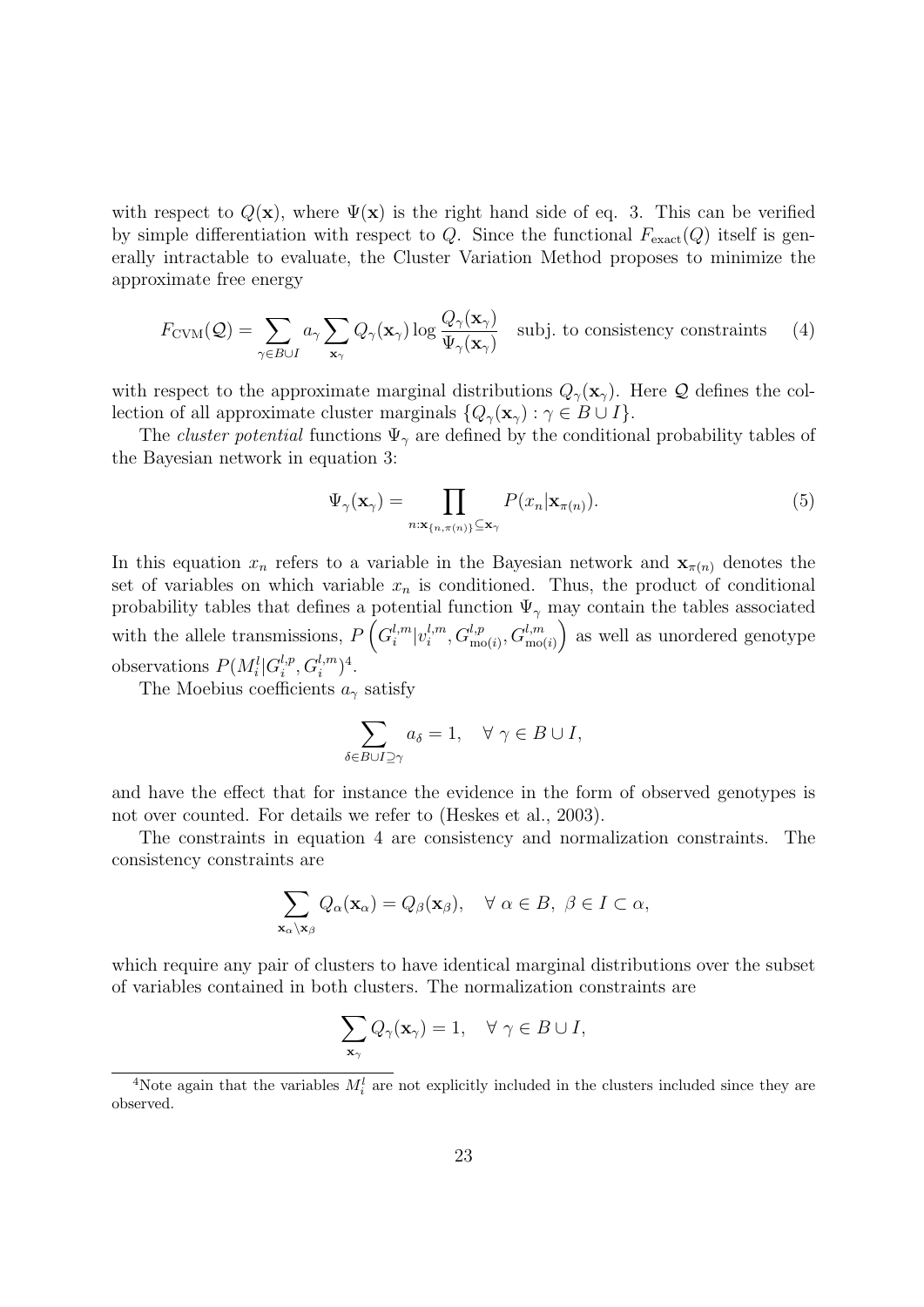with respect to $Q(\mathbf{x})$, where $\Psi(\mathbf{x})$ is the right hand side of eq. 3. This can be verified by simple differentiation with respect to $Q$. Since the functional $F_{\text{exact}}(Q)$ itself is generally intractable to evaluate, the Cluster Variation Method proposes to minimize the approximate free energy

$$F_{\text{CVM}}(\mathcal{Q}) = \sum_{\gamma \in B \cup I} a_\gamma \sum_{\mathbf{x}_\gamma} Q_\gamma(\mathbf{x}_\gamma) \log \frac{Q_\gamma(\mathbf{x}_\gamma)}{\Psi_\gamma(\mathbf{x}_\gamma)} \quad \text{subj. to consistency constraints} \tag{4}$$

with respect to the approximate marginal distributions $Q_\gamma(\mathbf{x}_\gamma)$. Here $\mathcal{Q}$ defines the collection of all approximate cluster marginals $\{Q_\gamma(\mathbf{x}_\gamma) : \gamma \in B \cup I\}$.

The *cluster potential* functions $\Psi_\gamma$ are defined by the conditional probability tables of the Bayesian network in equation 3:

$$\Psi_\gamma(\mathbf{x}_\gamma) = \prod_{n:\mathbf{x}_{\{n,\pi(n)\}} \subseteq \mathbf{x}_\gamma} P(x_n | \mathbf{x}_{\pi(n)}). \tag{5}$$

In this equation $x_n$ refers to a variable in the Bayesian network and $\mathbf{x}_{\pi(n)}$ denotes the set of variables on which variable $x_n$ is conditioned. Thus, the product of conditional probability tables that defines a potential function $\Psi_\gamma$ may contain the tables associated with the allele transmissions, $P\left(G_i^{l,m} | v_i^{l,m}, G_{\text{mo}(i)}^{l,p}, G_{\text{mo}(i)}^{l,m}\right)$ as well as unordered genotype observations $P(M_i^l | G_i^{l,p}, G_i^{l,m})$[4].

The Moebius coefficients $a_\gamma$ satisfy

$$\sum_{\delta \in B \cup I \supseteq \gamma} a_\delta = 1, \quad \forall\ \gamma \in B \cup I,$$

and have the effect that for instance the evidence in the form of observed genotypes is not over counted. For details we refer to (Heskes et al., 2003).

The constraints in equation 4 are consistency and normalization constraints. The consistency constraints are

$$\sum_{\mathbf{x}_\alpha \setminus \mathbf{x}_\beta} Q_\alpha(\mathbf{x}_\alpha) = Q_\beta(\mathbf{x}_\beta), \quad \forall\ \alpha \in B,\ \beta \in I \subset \alpha,$$

which require any pair of clusters to have identical marginal distributions over the subset of variables contained in both clusters. The normalization constraints are

$$\sum_{\mathbf{x}_\gamma} Q_\gamma(\mathbf{x}_\gamma) = 1, \quad \forall\ \gamma \in B \cup I,$$

[4]Note again that the variables $M_i^l$ are not explicitly included in the clusters included since they are observed.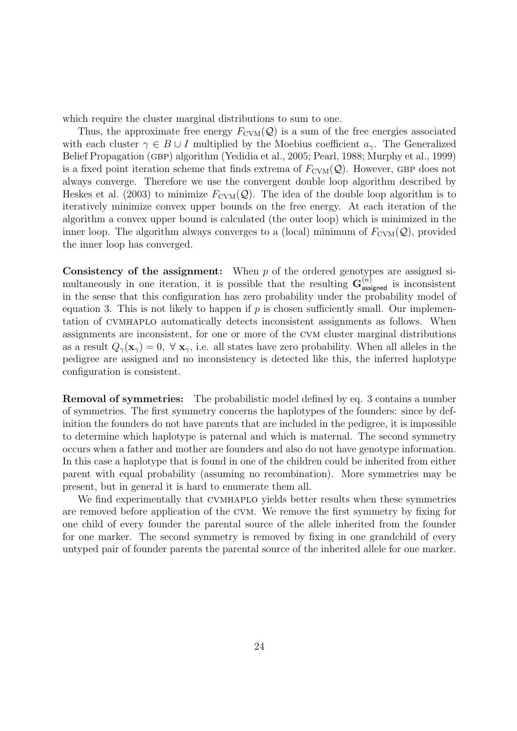which require the cluster marginal distributions to sum to one.

Thus, the approximate free energy $F_{\mathrm{CVM}}(\mathcal{Q})$ is a sum of the free energies associated with each cluster $\gamma \in B \cup I$ multiplied by the Moebius coefficient $a_\gamma$. The Generalized Belief Propagation (GBP) algorithm (Yedidia et al., 2005; Pearl, 1988; Murphy et al., 1999) is a fixed point iteration scheme that finds extrema of $F_{\mathrm{CVM}}(\mathcal{Q})$. However, GBP does not always converge. Therefore we use the convergent double loop algorithm described by Heskes et al. (2003) to minimize $F_{\mathrm{CVM}}(\mathcal{Q})$. The idea of the double loop algorithm is to iteratively minimize convex upper bounds on the free energy. At each iteration of the algorithm a convex upper bound is calculated (the outer loop) which is minimized in the inner loop. The algorithm always converges to a (local) minimum of $F_{\mathrm{CVM}}(\mathcal{Q})$, provided the inner loop has converged.

**Consistency of the assignment:** When $p$ of the ordered genotypes are assigned simultaneously in one iteration, it is possible that the resulting $\mathbf{G}^{(n)}_{\mathsf{assigned}}$ is inconsistent in the sense that this configuration has zero probability under the probability model of equation 3. This is not likely to happen if $p$ is chosen sufficiently small. Our implementation of CVMHAPLO automatically detects inconsistent assignments as follows. When assignments are inconsistent, for one or more of the CVM cluster marginal distributions as a result $Q_\gamma(\mathbf{x}_\gamma) = 0, \ \forall \ \mathbf{x}_\gamma$, i.e. all states have zero probability. When all alleles in the pedigree are assigned and no inconsistency is detected like this, the inferred haplotype configuration is consistent.

**Removal of symmetries:** The probabilistic model defined by eq. 3 contains a number of symmetries. The first symmetry concerns the haplotypes of the founders: since by definition the founders do not have parents that are included in the pedigree, it is impossible to determine which haplotype is paternal and which is maternal. The second symmetry occurs when a father and mother are founders and also do not have genotype information. In this case a haplotype that is found in one of the children could be inherited from either parent with equal probability (assuming no recombination). More symmetries may be present, but in general it is hard to enumerate them all.

We find experimentally that CVMHAPLO yields better results when these symmetries are removed before application of the CVM. We remove the first symmetry by fixing for one child of every founder the parental source of the allele inherited from the founder for one marker. The second symmetry is removed by fixing in one grandchild of every untyped pair of founder parents the parental source of the inherited allele for one marker.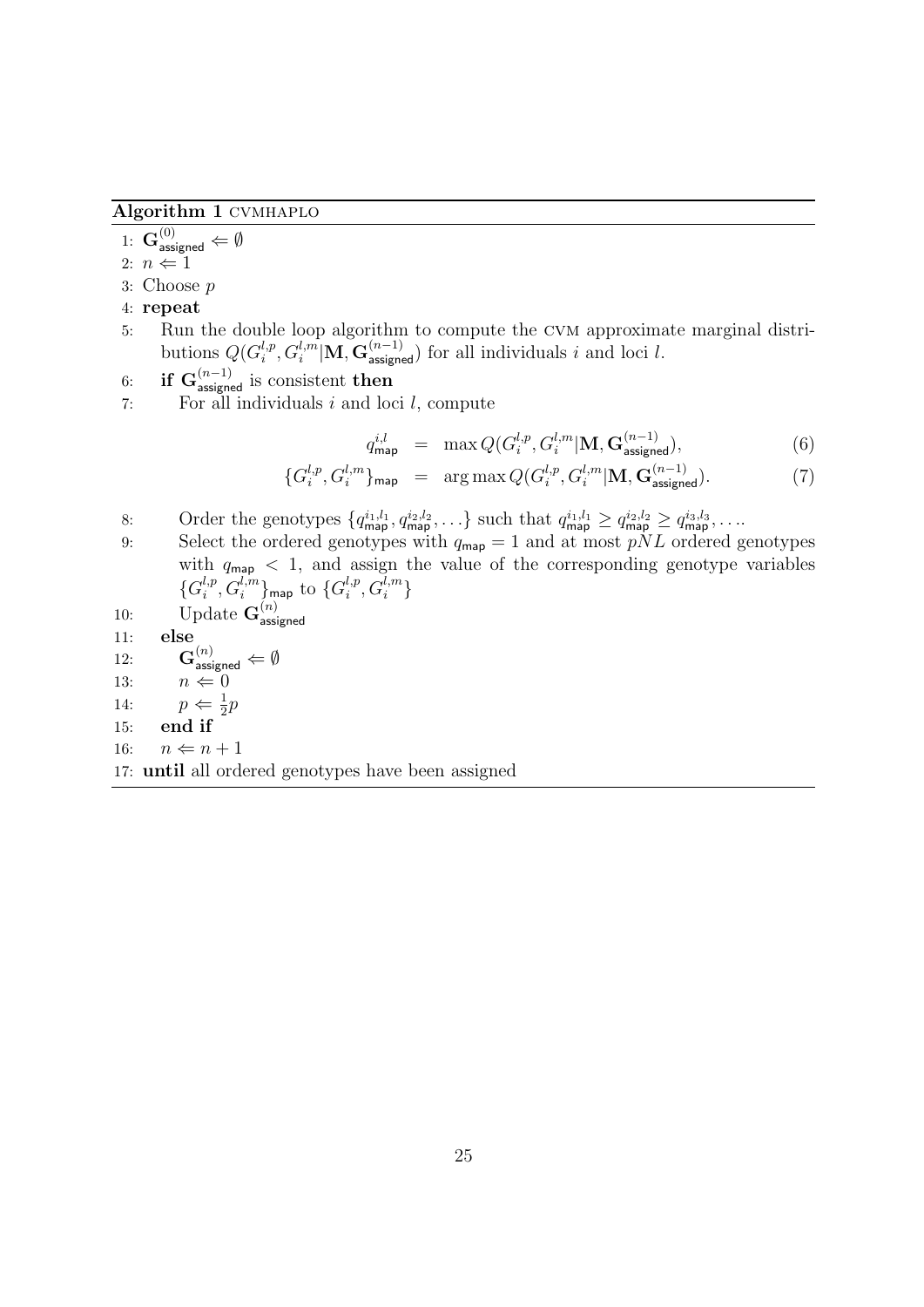**Algorithm 1** CVMHAPLO

1: $\mathbf{G}^{(0)}_{\mathsf{assigned}} \Leftarrow \emptyset$
2: $n \Leftarrow 1$
3: Choose $p$
4: **repeat**
5: Run the double loop algorithm to compute the CVM approximate marginal distributions $Q(G_i^{l,p}, G_i^{l,m}|\mathbf{M}, \mathbf{G}^{(n-1)}_{\mathsf{assigned}})$ for all individuals $i$ and loci $l$.
6: **if** $\mathbf{G}^{(n-1)}_{\mathsf{assigned}}$ is consistent **then**
7: For all individuals $i$ and loci $l$, compute

$$
\begin{aligned}
q^{i,l}_{\mathsf{map}} &= \max Q(G_i^{l,p}, G_i^{l,m}|\mathbf{M}, \mathbf{G}^{(n-1)}_{\mathsf{assigned}}), \qquad (6)\\
\{G_i^{l,p}, G_i^{l,m}\}_{\mathsf{map}} &= \arg\max Q(G_i^{l,p}, G_i^{l,m}|\mathbf{M}, \mathbf{G}^{(n-1)}_{\mathsf{assigned}}). \qquad (7)
\end{aligned}
$$

8: Order the genotypes $\{q^{i_1,l_1}_{\mathsf{map}}, q^{i_2,l_2}_{\mathsf{map}}, \dots\}$ such that $q^{i_1,l_1}_{\mathsf{map}} \geq q^{i_2,l_2}_{\mathsf{map}} \geq q^{i_3,l_3}_{\mathsf{map}}, \dots$.
9: Select the ordered genotypes with $q_{\mathsf{map}} = 1$ and at most $pNL$ ordered genotypes with $q_{\mathsf{map}} < 1$, and assign the value of the corresponding genotype variables $\{G_i^{l,p}, G_i^{l,m}\}_{\mathsf{map}}$ to $\{G_i^{l,p}, G_i^{l,m}\}$
10: Update $\mathbf{G}^{(n)}_{\mathsf{assigned}}$
11: **else**
12: $\mathbf{G}^{(n)}_{\mathsf{assigned}} \Leftarrow \emptyset$
13: $n \Leftarrow 0$
14: $p \Leftarrow \frac{1}{2}p$
15: **end if**
16: $n \Leftarrow n + 1$
17: **until** all ordered genotypes have been assigned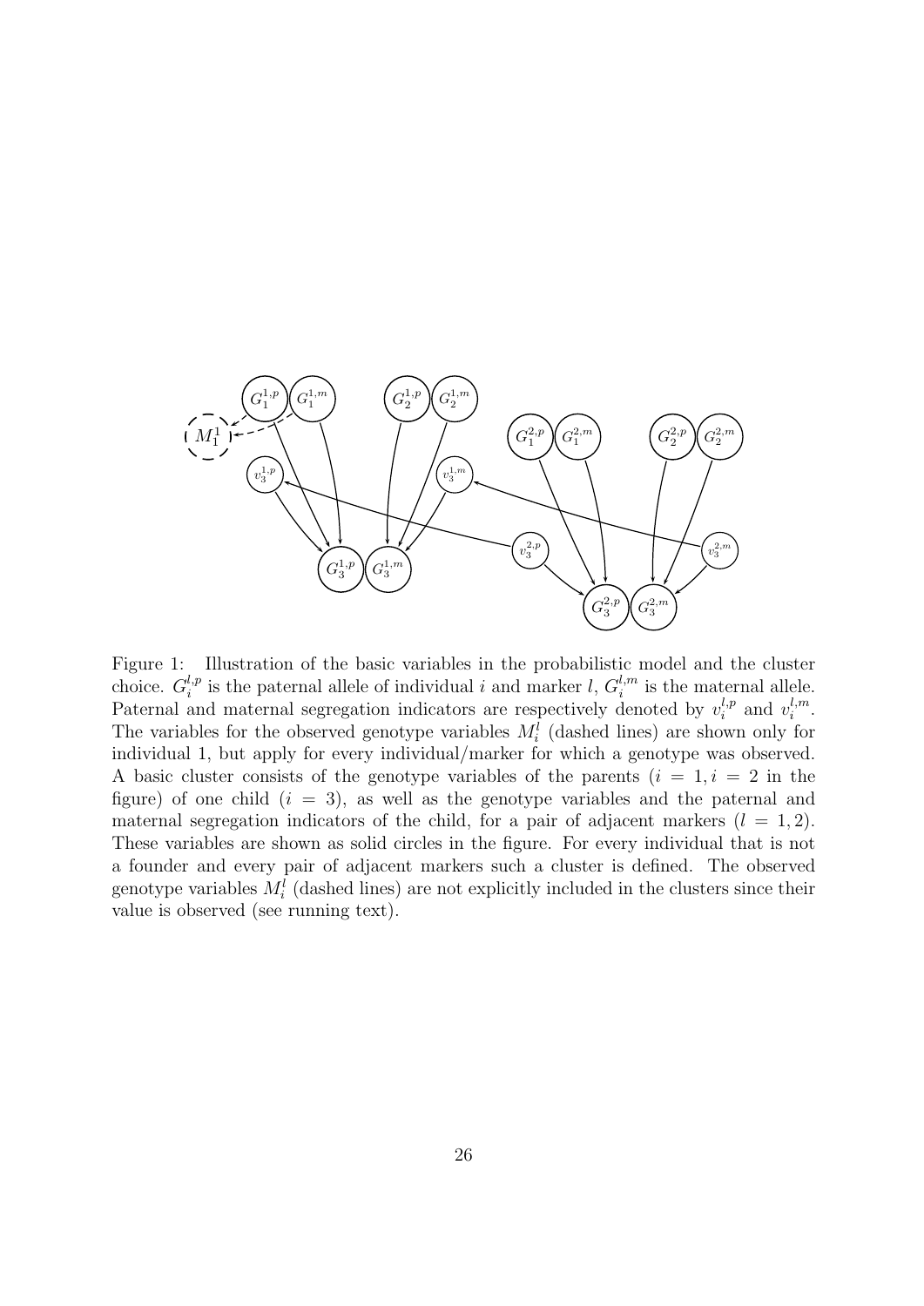Figure 1: Illustration of the basic variables in the probabilistic model and the cluster choice. $G_i^{l,p}$ is the paternal allele of individual $i$ and marker $l$, $G_i^{l,m}$ is the maternal allele. Paternal and maternal segregation indicators are respectively denoted by $v_i^{l,p}$ and $v_i^{l,m}$. The variables for the observed genotype variables $M_i^l$ (dashed lines) are shown only for individual 1, but apply for every individual/marker for which a genotype was observed. A basic cluster consists of the genotype variables of the parents ($i = 1, i = 2$ in the figure) of one child ($i = 3$), as well as the genotype variables and the paternal and maternal segregation indicators of the child, for a pair of adjacent markers ($l = 1, 2$). These variables are shown as solid circles in the figure. For every individual that is not a founder and every pair of adjacent markers such a cluster is defined. The observed genotype variables $M_i^l$ (dashed lines) are not explicitly included in the clusters since their value is observed (see running text).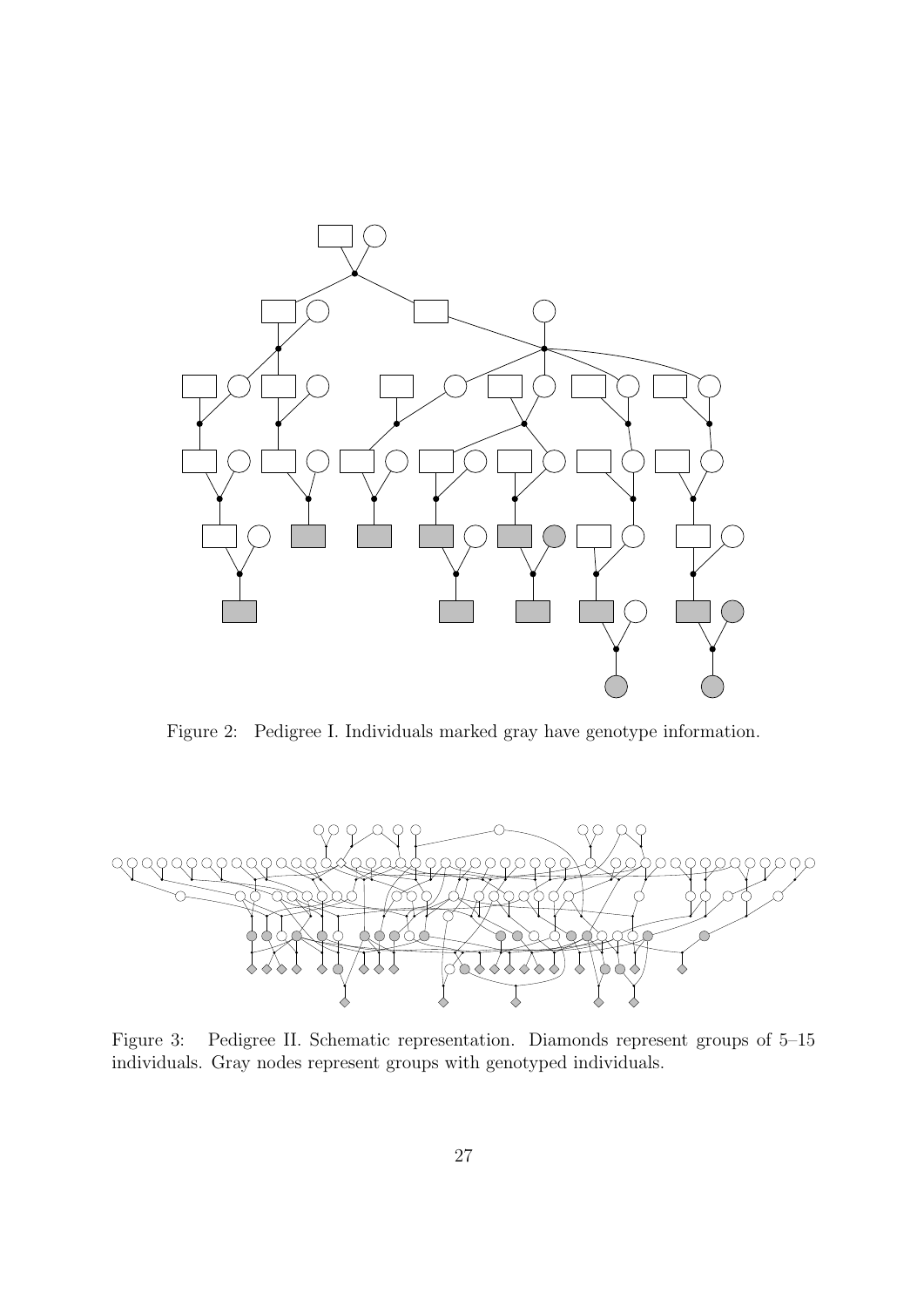Figure 2: Pedigree I. Individuals marked gray have genotype information.

Figure 3: Pedigree II. Schematic representation. Diamonds represent groups of 5–15 individuals. Gray nodes represent groups with genotyped individuals.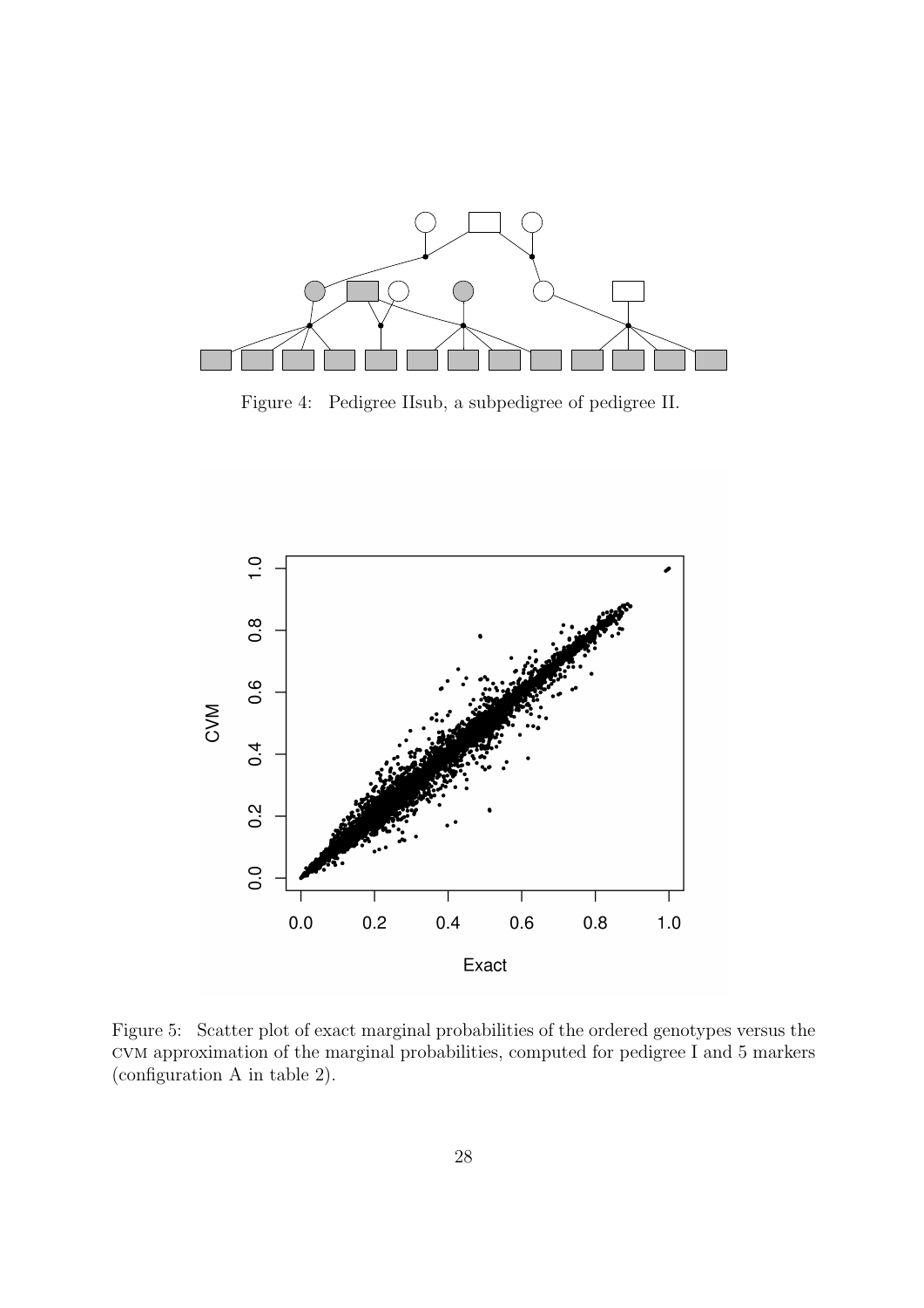Figure 4: Pedigree IIsub, a subpedigree of pedigree II.

Figure 5: Scatter plot of exact marginal probabilities of the ordered genotypes versus the CVM approximation of the marginal probabilities, computed for pedigree I and 5 markers (configuration A in table 2).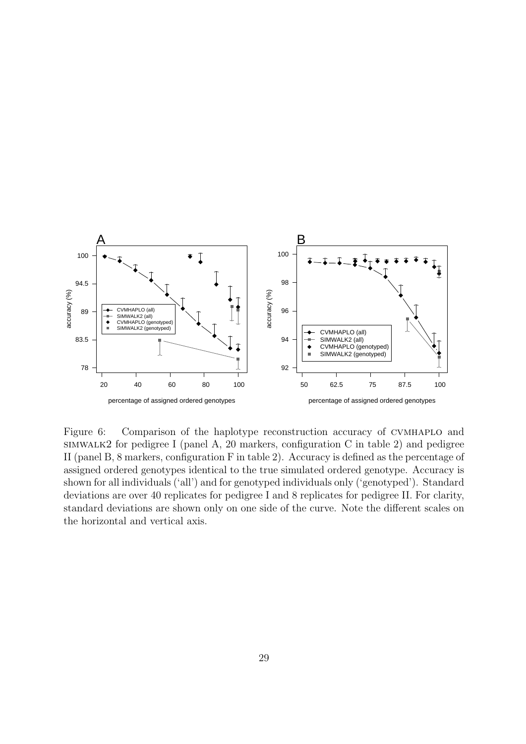Figure 6: Comparison of the haplotype reconstruction accuracy of CVMHAPLO and SIMWALK2 for pedigree I (panel A, 20 markers, configuration C in table 2) and pedigree II (panel B, 8 markers, configuration F in table 2). Accuracy is defined as the percentage of assigned ordered genotypes identical to the true simulated ordered genotype. Accuracy is shown for all individuals ('all') and for genotyped individuals only ('genotyped'). Standard deviations are over 40 replicates for pedigree I and 8 replicates for pedigree II. For clarity, standard deviations are shown only on one side of the curve. Note the different scales on the horizontal and vertical axis.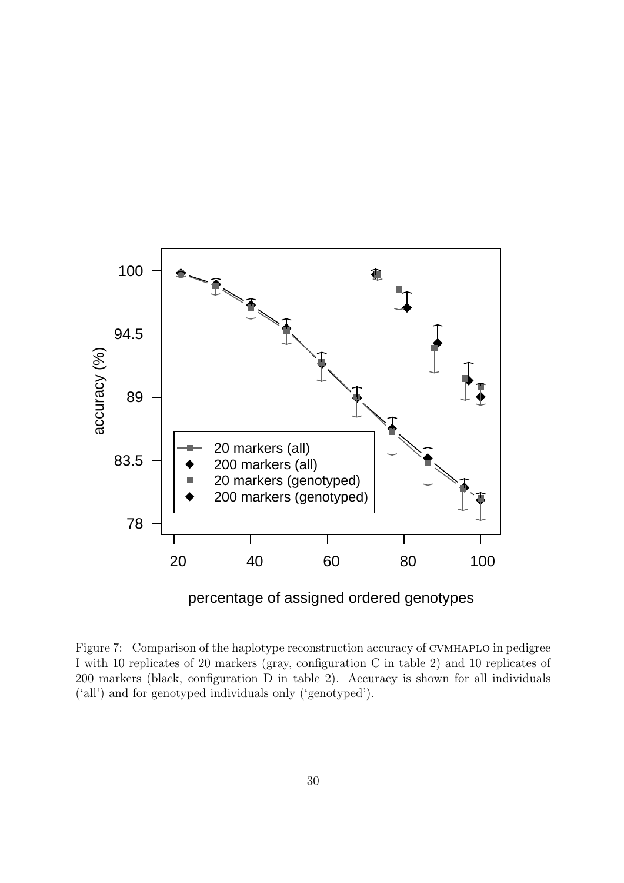Figure 7: Comparison of the haplotype reconstruction accuracy of CVMHAPLO in pedigree I with 10 replicates of 20 markers (gray, configuration C in table 2) and 10 replicates of 200 markers (black, configuration D in table 2). Accuracy is shown for all individuals ('all') and for genotyped individuals only ('genotyped').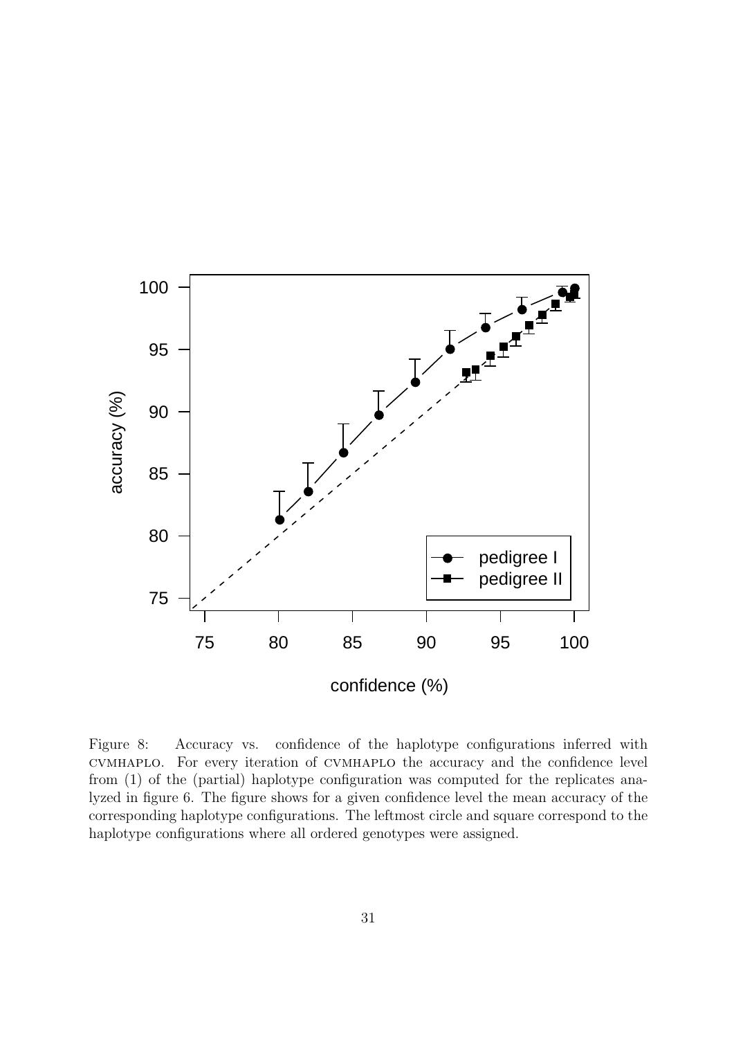Figure 8: Accuracy vs. confidence of the haplotype configurations inferred with CVMHAPLO. For every iteration of CVMHAPLO the accuracy and the confidence level from (1) of the (partial) haplotype configuration was computed for the replicates analyzed in figure 6. The figure shows for a given confidence level the mean accuracy of the corresponding haplotype configurations. The leftmost circle and square correspond to the haplotype configurations where all ordered genotypes were assigned.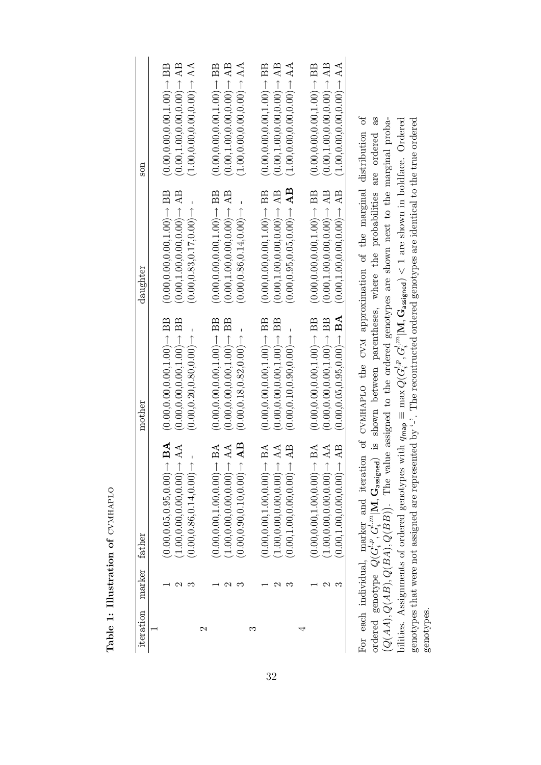**Table 1: Illustration of CVMHAPLO**

| iteration | marker | father | mother | daughter | son |
|---|---|---|---|---|---|
| 1 | 1 | (0.00,0.05,0.95,0.00)→ **BA** | (0.00,0.00,0.00,1.00)→ BB | (0.00,0.00,0.00,1.00)→ BB | (0.00,0.00,0.00,1.00)→ BB |
| | 2 | (1.00,0.00,0.00,0.00)→ AA | (0.00,0.00,0.00,1.00)→ BB | (0.00,1.00,0.00,0.00)→ AB | (0.00,1.00,0.00,0.00)→ AB |
| | 3 | (0.00,0.86,0.14,0.00)→ - | (0.00,0.20,0.80,0.00)→ - | (0.00,0.83,0.17,0.00)→ - | (1.00,0.00,0.00,0.00)→ AA |
| 2 | 1 | (0.00,0.00,1.00,0.00)→ BA | (0.00,0.00,0.00,1.00)→ BB | (0.00,0.00,0.00,1.00)→ BB | (0.00,0.00,0.00,1.00)→ BB |
| | 2 | (1.00,0.00,0.00,0.00)→ AA | (0.00,0.00,0.00,1.00)→ BB | (0.00,1.00,0.00,0.00)→ AB | (0.00,1.00,0.00,0.00)→ AB |
| | 3 | (0.00,0.90,0.10,0.00)→ **AB** | (0.00,0.18,0.82,0.00)→ - | (0.00,0.86,0.14,0.00)→ - | (1.00,0.00,0.00,0.00)→ AA |
| 3 | 1 | (0.00,0.00,1.00,0.00)→ BA | (0.00,0.00,0.00,1.00)→ BB | (0.00,0.00,0.00,1.00)→ BB | (0.00,0.00,0.00,1.00)→ BB |
| | 2 | (1.00,0.00,0.00,0.00)→ AA | (0.00,0.00,0.00,1.00)→ BB | (0.00,1.00,0.00,0.00)→ AB | (0.00,1.00,0.00,0.00)→ AB |
| | 3 | (0.00,1.00,0.00,0.00)→ AB | (0.00,0.10,0.90,0.00)→ - | (0.00,0.95,0.05,0.00)→ **AB** | (1.00,0.00,0.00,0.00)→ AA |
| 4 | 1 | (0.00,0.00,1.00,0.00)→ BA | (0.00,0.00,0.00,1.00)→ BB | (0.00,0.00,0.00,1.00)→ BB | (0.00,0.00,0.00,1.00)→ BB |
| | 2 | (1.00,0.00,0.00,0.00)→ AA | (0.00,0.00,0.00,1.00)→ BB | (0.00,1.00,0.00,0.00)→ AB | (0.00,1.00,0.00,0.00)→ AB |
| | 3 | (0.00,1.00,0.00,0.00)→ AB | (0.00,0.05,0.95,0.00)→ **BA** | (0.00,1.00,0.00,0.00)→ AB | (1.00,0.00,0.00,0.00)→ AA |

For each individual, marker and iteration of CVMHAPLO the CVM approximation of the marginal distribution of ordered genotype $Q(G_i^{l,p}, G_i^{l,m} | \mathbf{M}, \mathbf{G}_{\mathsf{assigned}})$ is shown between parentheses, where the probabilities are ordered as $(Q(AA), Q(AB), Q(BA), Q(BB))$. The value assigned to the ordered genotypes are shown next to the marginal probabilities. Assignments of ordered genotypes with $q_{\mathsf{map}} \equiv \max Q(G_i^{l,p}, G_i^{l,m} | \mathbf{M}, \mathbf{G}_{\mathsf{assigned}}) < 1$ are shown in boldface. Ordered genotypes that were not assigned are represented by '-'. The reconstructed ordered genotypes are identical to the true ordered genotypes.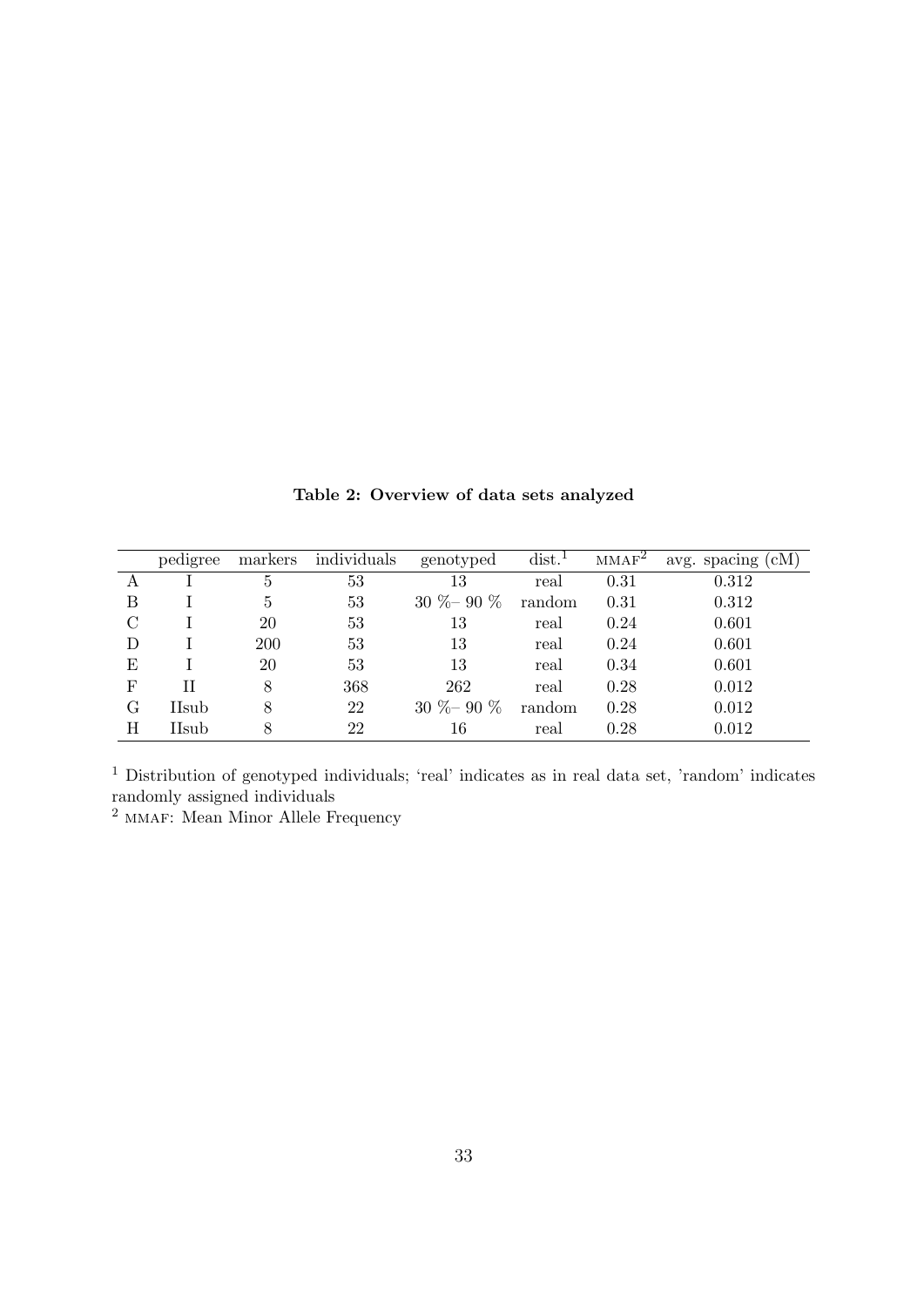**Table 2: Overview of data sets analyzed**

| | pedigree | markers | individuals | genotyped | dist.[1] | MMAF[2] | avg. spacing (cM) |
|---|---|---|---|---|---|---|---|
| A | I | 5 | 53 | 13 | real | 0.31 | 0.312 |
| B | I | 5 | 53 | 30 %– 90 % | random | 0.31 | 0.312 |
| C | I | 20 | 53 | 13 | real | 0.24 | 0.601 |
| D | I | 200 | 53 | 13 | real | 0.24 | 0.601 |
| E | I | 20 | 53 | 13 | real | 0.34 | 0.601 |
| F | II | 8 | 368 | 262 | real | 0.28 | 0.012 |
| G | IIsub | 8 | 22 | 30 %– 90 % | random | 0.28 | 0.012 |
| H | IIsub | 8 | 22 | 16 | real | 0.28 | 0.012 |

[1] Distribution of genotyped individuals; 'real' indicates as in real data set, 'random' indicates randomly assigned individuals

[2] MMAF: Mean Minor Allele Frequency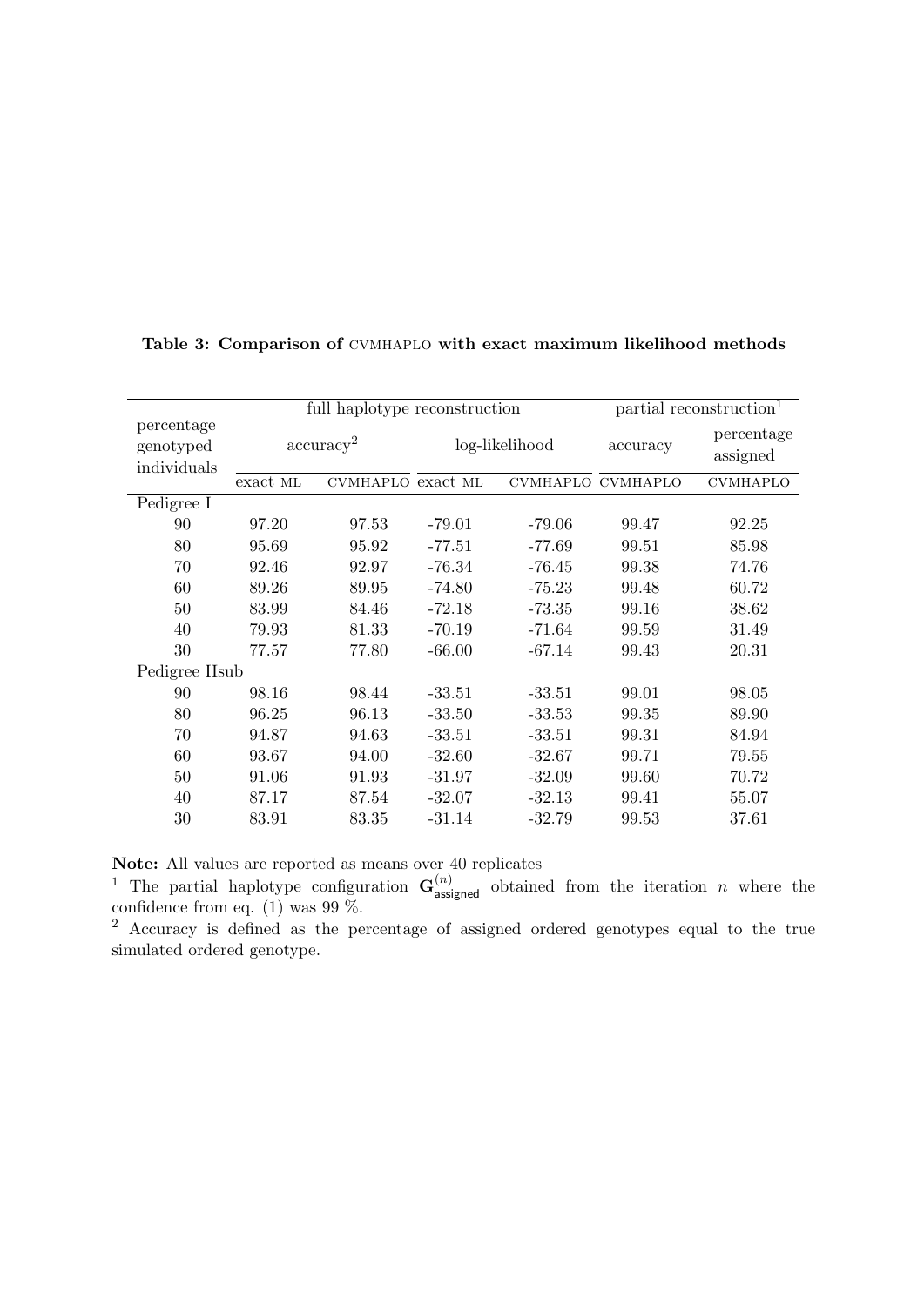**Table 3: Comparison of CVMHAPLO with exact maximum likelihood methods**

| percentage genotyped individuals | full haplotype reconstruction | | | | partial reconstruction[1] | |
|---|---|---|---|---|---|---|
| | accuracy[2] | | log-likelihood | | accuracy | percentage assigned |
| | exact ML | CVMHAPLO | exact ML | CVMHAPLO | CVMHAPLO | CVMHAPLO |
| Pedigree I | | | | | | |
| 90 | 97.20 | 97.53 | -79.01 | -79.06 | 99.47 | 92.25 |
| 80 | 95.69 | 95.92 | -77.51 | -77.69 | 99.51 | 85.98 |
| 70 | 92.46 | 92.97 | -76.34 | -76.45 | 99.38 | 74.76 |
| 60 | 89.26 | 89.95 | -74.80 | -75.23 | 99.48 | 60.72 |
| 50 | 83.99 | 84.46 | -72.18 | -73.35 | 99.16 | 38.62 |
| 40 | 79.93 | 81.33 | -70.19 | -71.64 | 99.59 | 31.49 |
| 30 | 77.57 | 77.80 | -66.00 | -67.14 | 99.43 | 20.31 |
| Pedigree IIsub | | | | | | |
| 90 | 98.16 | 98.44 | -33.51 | -33.51 | 99.01 | 98.05 |
| 80 | 96.25 | 96.13 | -33.50 | -33.53 | 99.35 | 89.90 |
| 70 | 94.87 | 94.63 | -33.51 | -33.51 | 99.31 | 84.94 |
| 60 | 93.67 | 94.00 | -32.60 | -32.67 | 99.71 | 79.55 |
| 50 | 91.06 | 91.93 | -31.97 | -32.09 | 99.60 | 70.72 |
| 40 | 87.17 | 87.54 | -32.07 | -32.13 | 99.41 | 55.07 |
| 30 | 83.91 | 83.35 | -31.14 | -32.79 | 99.53 | 37.61 |

**Note:** All values are reported as means over 40 replicates

[1] The partial haplotype configuration $\mathbf{G}^{(n)}_{\mathsf{assigned}}$ obtained from the iteration $n$ where the confidence from eq. (1) was 99 %.

[2] Accuracy is defined as the percentage of assigned ordered genotypes equal to the true simulated ordered genotype.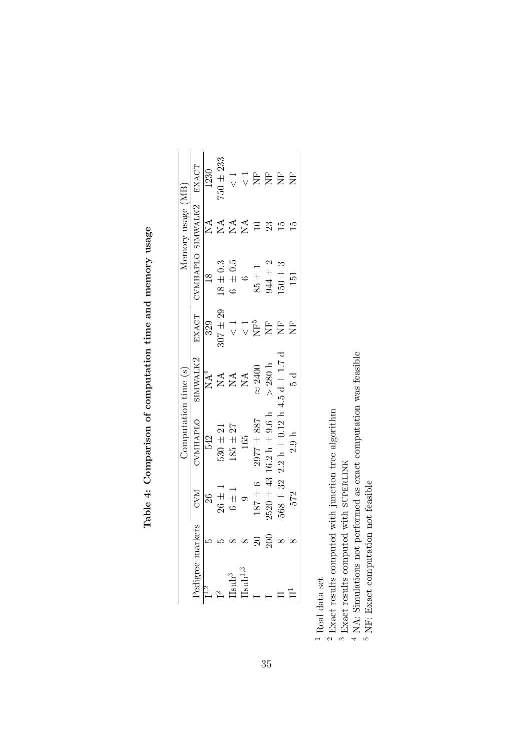**Table 4: Comparison of computation time and memory usage**

| | | Computation time (s) | | | | Memory usage (MB) | | |
|---|---|---|---|---|---|---|---|---|
| Pedigree | markers | CVM | CVMHAPLO | SIMWALK2 | EXACT | CVMHAPLO | SIMWALK2 | EXACT |
| I[1,2] | 5 | 26 | 542 | NA[4] | 329 | 18 | NA | 1230 |
| I[2] | 5 | $26 \pm 1$ | $530 \pm 21$ | NA | $307 \pm 29$ | $18 \pm 0.3$ | NA | $750 \pm 233$ |
| IIsub[3] | 8 | $6 \pm 1$ | $185 \pm 27$ | NA | $< 1$ | $6 \pm 0.5$ | NA | $< 1$ |
| IIsub[1,3] | 8 | 9 | 165 | NA | $< 1$ | 6 | NA | $< 1$ |
| I | 20 | $187 \pm 6$ | $2977 \pm 887$ | $\approx 2400$ | NF[5] | $85 \pm 1$ | 10 | NF |
| I | 200 | $2520 \pm 43$ | 16.2 h $\pm$ 9.6 h | $> 280$ h | NF | $944 \pm 2$ | 23 | NF |
| II | 8 | $568 \pm 32$ | 2.2 h $\pm$ 0.12 h | 4.5 d $\pm$ 1.7 d | NF | $150 \pm 3$ | 15 | NF |
| II[1] | 8 | 572 | 2.9 h | 5 d | NF | 151 | 15 | NF |

[1] Real data set
[2] Exact results computed with junction tree algorithm
[3] Exact results computed with SUPERLINK
[4] NA: Simulations not performed as exact computation was feasible
[5] NF: Exact computation not feasible